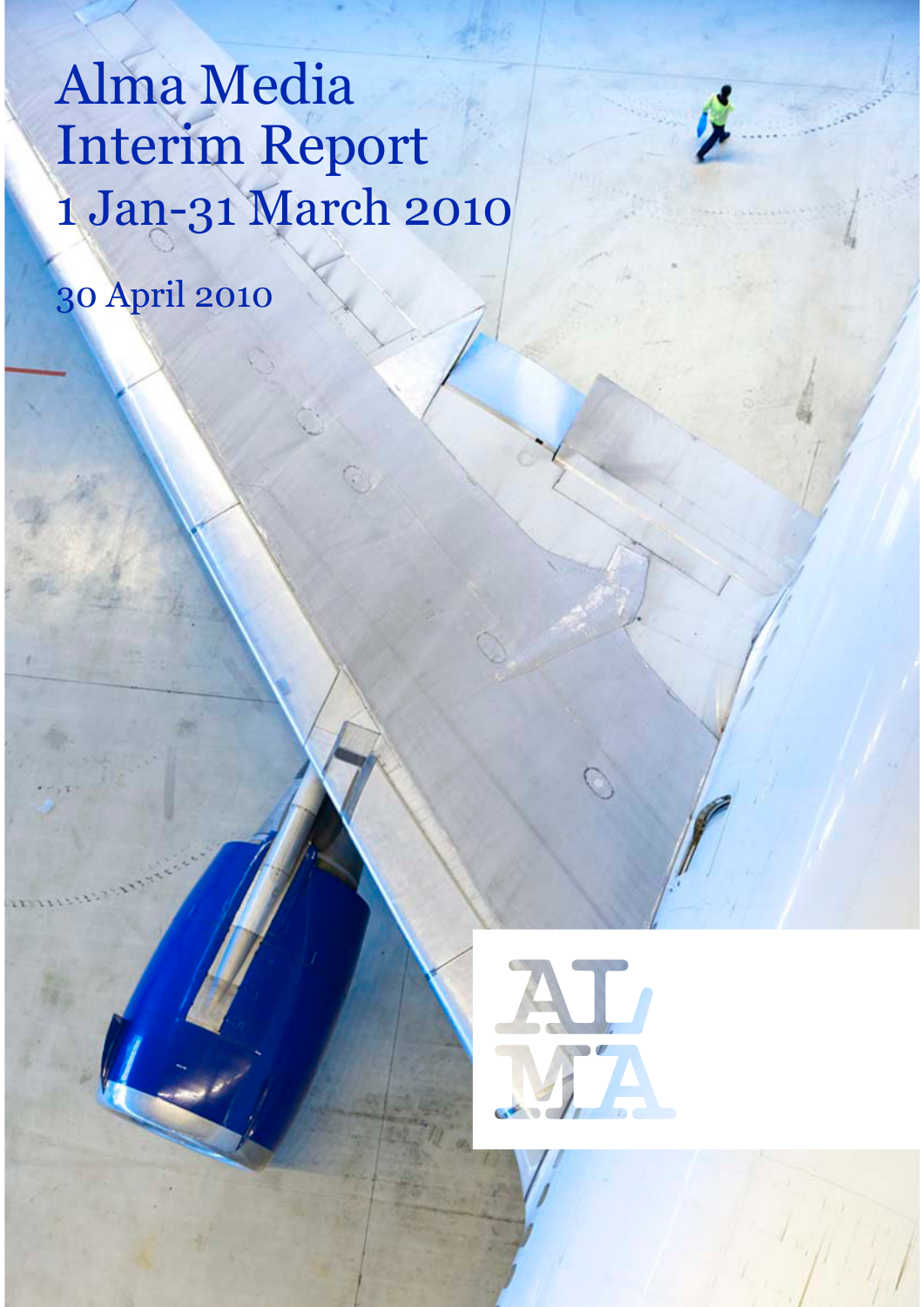# Alma Media Interim Report 1 Jan-31 March 2010

30 April 2010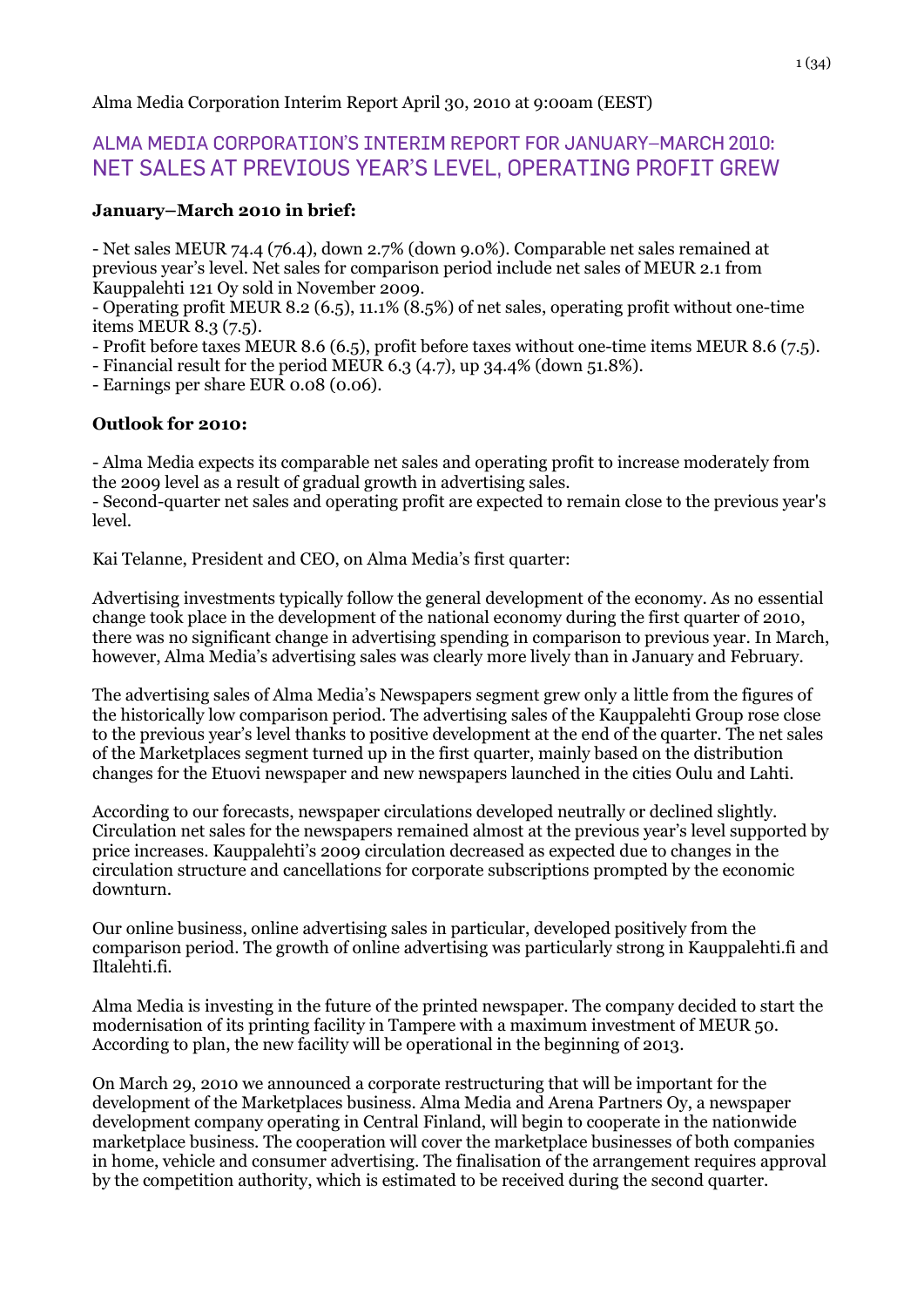Alma Media Corporation Interim Report April 30, 2010 at 9:00am (EEST)

## ALMA MEDIA CORPORATION'S INTERIM REPORT FOR JANUARY–MARCH 2010: NET SALES AT PREVIOUS YEAR'S LEVEL, OPERATING PROFIT GREW

**January–March 2010 in brief:**

- Net sales MEUR 74.4 (76.4), down 2.7% (down 9.0%). Comparable net sales remained at previous year's level. Net sales for comparison period include net sales of MEUR 2.1 from Kauppalehti 121 Oy sold in November 2009.
- Operating profit MEUR 8.2 (6.5), 11.1% (8.5%) of net sales, operating profit without one-time items MEUR 8.3 (7.5).
- Profit before taxes MEUR 8.6 (6.5), profit before taxes without one-time items MEUR 8.6 (7.5).
- Financial result for the period MEUR 6.3 (4.7), up 34.4% (down 51.8%).
- Earnings per share EUR 0.08 (0.06).

**Outlook for 2010:**

- Alma Media expects its comparable net sales and operating profit to increase moderately from the 2009 level as a result of gradual growth in advertising sales.
- Second-quarter net sales and operating profit are expected to remain close to the previous year's level.

Kai Telanne, President and CEO, on Alma Media's first quarter:

Advertising investments typically follow the general development of the economy. As no essential change took place in the development of the national economy during the first quarter of 2010, there was no significant change in advertising spending in comparison to previous year. In March, however, Alma Media's advertising sales was clearly more lively than in January and February.

The advertising sales of Alma Media's Newspapers segment grew only a little from the figures of the historically low comparison period. The advertising sales of the Kauppalehti Group rose close to the previous year's level thanks to positive development at the end of the quarter. The net sales of the Marketplaces segment turned up in the first quarter, mainly based on the distribution changes for the Etuovi newspaper and new newspapers launched in the cities Oulu and Lahti.

According to our forecasts, newspaper circulations developed neutrally or declined slightly. Circulation net sales for the newspapers remained almost at the previous year's level supported by price increases. Kauppalehti's 2009 circulation decreased as expected due to changes in the circulation structure and cancellations for corporate subscriptions prompted by the economic downturn.

Our online business, online advertising sales in particular, developed positively from the comparison period. The growth of online advertising was particularly strong in Kauppalehti.fi and Iltalehti.fi.

Alma Media is investing in the future of the printed newspaper. The company decided to start the modernisation of its printing facility in Tampere with a maximum investment of MEUR 50. According to plan, the new facility will be operational in the beginning of 2013.

On March 29, 2010 we announced a corporate restructuring that will be important for the development of the Marketplaces business. Alma Media and Arena Partners Oy, a newspaper development company operating in Central Finland, will begin to cooperate in the nationwide marketplace business. The cooperation will cover the marketplace businesses of both companies in home, vehicle and consumer advertising. The finalisation of the arrangement requires approval by the competition authority, which is estimated to be received during the second quarter.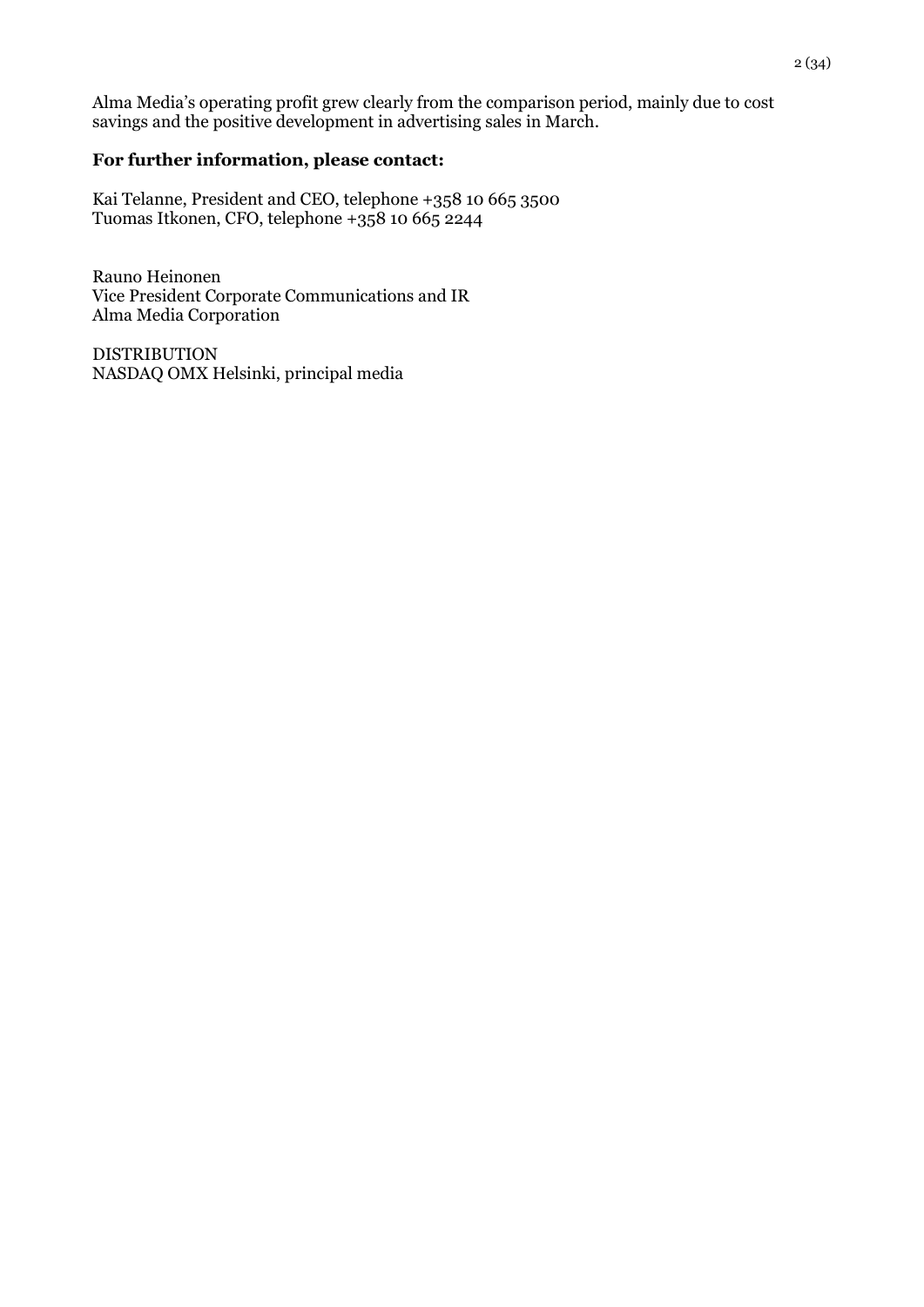Alma Media's operating profit grew clearly from the comparison period, mainly due to cost savings and the positive development in advertising sales in March.

**For further information, please contact:**

Kai Telanne, President and CEO, telephone +358 10 665 3500
Tuomas Itkonen, CFO, telephone +358 10 665 2244

Rauno Heinonen
Vice President Corporate Communications and IR
Alma Media Corporation

DISTRIBUTION
NASDAQ OMX Helsinki, principal media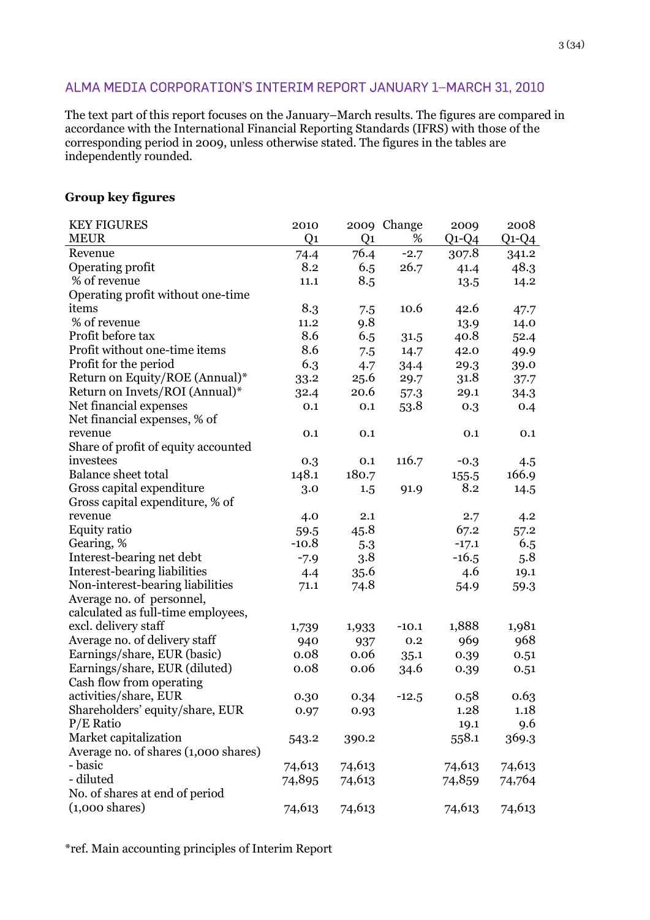## ALMA MEDIA CORPORATION'S INTERIM REPORT JANUARY 1–MARCH 31, 2010

The text part of this report focuses on the January–March results. The figures are compared in accordance with the International Financial Reporting Standards (IFRS) with those of the corresponding period in 2009, unless otherwise stated. The figures in the tables are independently rounded.

**Group key figures**

| KEY FIGURES MEUR | 2010 Q1 | 2009 Q1 | Change % | 2009 Q1-Q4 | 2008 Q1-Q4 |
|---|---|---|---|---|---|
| Revenue | 74.4 | 76.4 | -2.7 | 307.8 | 341.2 |
| Operating profit | 8.2 | 6.5 | 26.7 | 41.4 | 48.3 |
| % of revenue | 11.1 | 8.5 | | 13.5 | 14.2 |
| Operating profit without one-time items | 8.3 | 7.5 | 10.6 | 42.6 | 47.7 |
| % of revenue | 11.2 | 9.8 | | 13.9 | 14.0 |
| Profit before tax | 8.6 | 6.5 | 31.5 | 40.8 | 52.4 |
| Profit without one-time items | 8.6 | 7.5 | 14.7 | 42.0 | 49.9 |
| Profit for the period | 6.3 | 4.7 | 34.4 | 29.3 | 39.0 |
| Return on Equity/ROE (Annual)* | 33.2 | 25.6 | 29.7 | 31.8 | 37.7 |
| Return on Invets/ROI (Annual)* | 32.4 | 20.6 | 57.3 | 29.1 | 34.3 |
| Net financial expenses | 0.1 | 0.1 | 53.8 | 0.3 | 0.4 |
| Net financial expenses, % of revenue | 0.1 | 0.1 | | 0.1 | 0.1 |
| Share of profit of equity accounted investees | 0.3 | 0.1 | 116.7 | -0.3 | 4.5 |
| Balance sheet total | 148.1 | 180.7 | | 155.5 | 166.9 |
| Gross capital expenditure | 3.0 | 1.5 | 91.9 | 8.2 | 14.5 |
| Gross capital expenditure, % of revenue | 4.0 | 2.1 | | 2.7 | 4.2 |
| Equity ratio | 59.5 | 45.8 | | 67.2 | 57.2 |
| Gearing, % | -10.8 | 5.3 | | -17.1 | 6.5 |
| Interest-bearing net debt | -7.9 | 3.8 | | -16.5 | 5.8 |
| Interest-bearing liabilities | 4.4 | 35.6 | | 4.6 | 19.1 |
| Non-interest-bearing liabilities | 71.1 | 74.8 | | 54.9 | 59.3 |
| Average no. of personnel, calculated as full-time employees, excl. delivery staff | 1,739 | 1,933 | -10.1 | 1,888 | 1,981 |
| Average no. of delivery staff | 940 | 937 | 0.2 | 969 | 968 |
| Earnings/share, EUR (basic) | 0.08 | 0.06 | 35.1 | 0.39 | 0.51 |
| Earnings/share, EUR (diluted) | 0.08 | 0.06 | 34.6 | 0.39 | 0.51 |
| Cash flow from operating activities/share, EUR | 0.30 | 0.34 | -12.5 | 0.58 | 0.63 |
| Shareholders' equity/share, EUR | 0.97 | 0.93 | | 1.28 | 1.18 |
| P/E Ratio | | | | 19.1 | 9.6 |
| Market capitalization | 543.2 | 390.2 | | 558.1 | 369.3 |
| Average no. of shares (1,000 shares) | | | | | |
| - basic | 74,613 | 74,613 | | 74,613 | 74,613 |
| - diluted | 74,895 | 74,613 | | 74,859 | 74,764 |
| No. of shares at end of period (1,000 shares) | 74,613 | 74,613 | | 74,613 | 74,613 |

*ref. Main accounting principles of Interim Report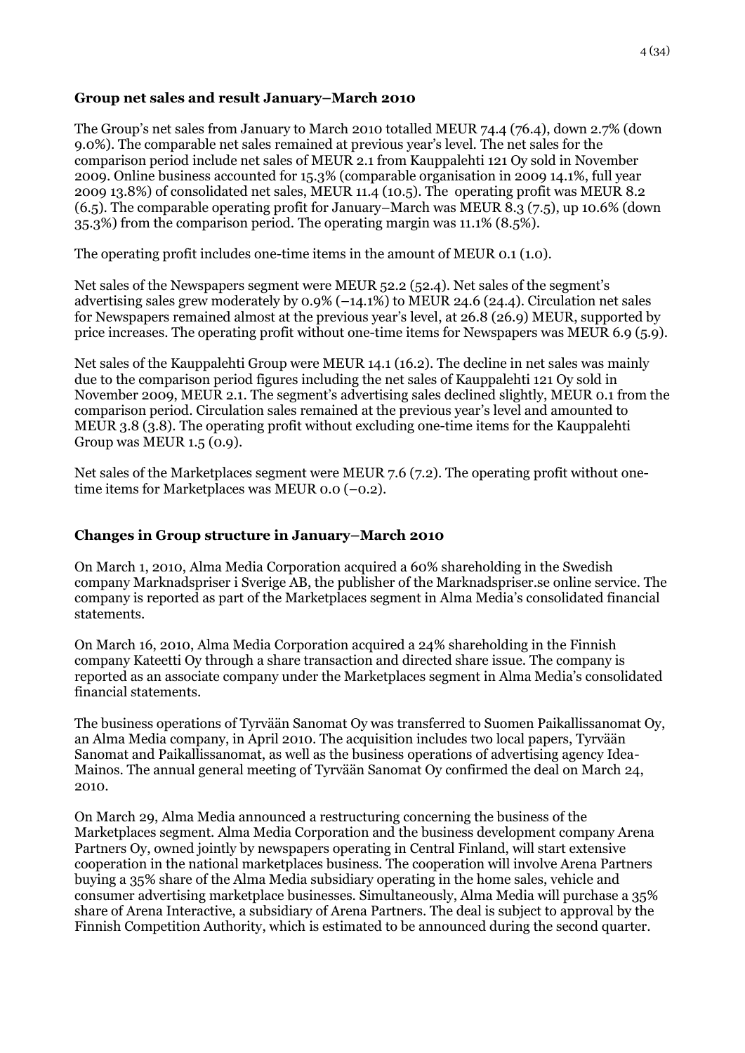## Group net sales and result January–March 2010

The Group's net sales from January to March 2010 totalled MEUR 74.4 (76.4), down 2.7% (down 9.0%). The comparable net sales remained at previous year's level. The net sales for the comparison period include net sales of MEUR 2.1 from Kauppalehti 121 Oy sold in November 2009. Online business accounted for 15.3% (comparable organisation in 2009 14.1%, full year 2009 13.8%) of consolidated net sales, MEUR 11.4 (10.5). The operating profit was MEUR 8.2 (6.5). The comparable operating profit for January–March was MEUR 8.3 (7.5), up 10.6% (down 35.3%) from the comparison period. The operating margin was 11.1% (8.5%).

The operating profit includes one-time items in the amount of MEUR 0.1 (1.0).

Net sales of the Newspapers segment were MEUR 52.2 (52.4). Net sales of the segment's advertising sales grew moderately by 0.9% (–14.1%) to MEUR 24.6 (24.4). Circulation net sales for Newspapers remained almost at the previous year's level, at 26.8 (26.9) MEUR, supported by price increases. The operating profit without one-time items for Newspapers was MEUR 6.9 (5.9).

Net sales of the Kauppalehti Group were MEUR 14.1 (16.2). The decline in net sales was mainly due to the comparison period figures including the net sales of Kauppalehti 121 Oy sold in November 2009, MEUR 2.1. The segment's advertising sales declined slightly, MEUR 0.1 from the comparison period. Circulation sales remained at the previous year's level and amounted to MEUR 3.8 (3.8). The operating profit without excluding one-time items for the Kauppalehti Group was MEUR 1.5 (0.9).

Net sales of the Marketplaces segment were MEUR 7.6 (7.2). The operating profit without one-time items for Marketplaces was MEUR 0.0 (–0.2).

## Changes in Group structure in January–March 2010

On March 1, 2010, Alma Media Corporation acquired a 60% shareholding in the Swedish company Marknadspriser i Sverige AB, the publisher of the Marknadspriser.se online service. The company is reported as part of the Marketplaces segment in Alma Media's consolidated financial statements.

On March 16, 2010, Alma Media Corporation acquired a 24% shareholding in the Finnish company Kateetti Oy through a share transaction and directed share issue. The company is reported as an associate company under the Marketplaces segment in Alma Media's consolidated financial statements.

The business operations of Tyrvään Sanomat Oy was transferred to Suomen Paikallissanomat Oy, an Alma Media company, in April 2010. The acquisition includes two local papers, Tyrvään Sanomat and Paikallissanomat, as well as the business operations of advertising agency Idea-Mainos. The annual general meeting of Tyrvään Sanomat Oy confirmed the deal on March 24, 2010.

On March 29, Alma Media announced a restructuring concerning the business of the Marketplaces segment. Alma Media Corporation and the business development company Arena Partners Oy, owned jointly by newspapers operating in Central Finland, will start extensive cooperation in the national marketplaces business. The cooperation will involve Arena Partners buying a 35% share of the Alma Media subsidiary operating in the home sales, vehicle and consumer advertising marketplace businesses. Simultaneously, Alma Media will purchase a 35% share of Arena Interactive, a subsidiary of Arena Partners. The deal is subject to approval by the Finnish Competition Authority, which is estimated to be announced during the second quarter.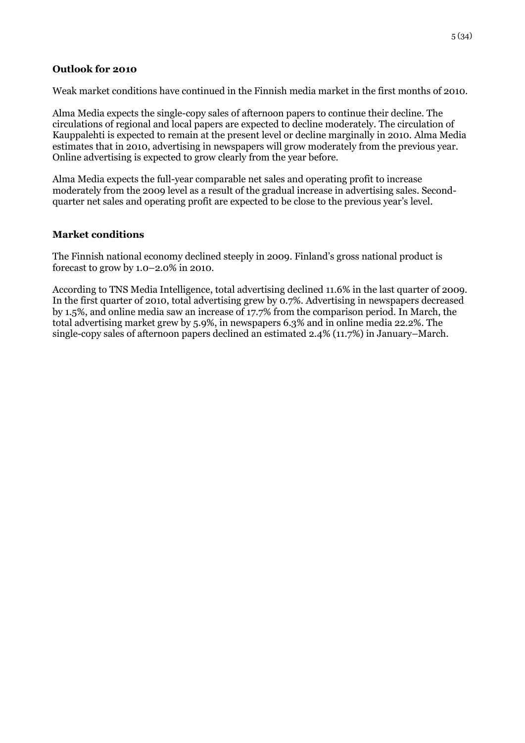## Outlook for 2010

Weak market conditions have continued in the Finnish media market in the first months of 2010.

Alma Media expects the single-copy sales of afternoon papers to continue their decline. The circulations of regional and local papers are expected to decline moderately. The circulation of Kauppalehti is expected to remain at the present level or decline marginally in 2010. Alma Media estimates that in 2010, advertising in newspapers will grow moderately from the previous year. Online advertising is expected to grow clearly from the year before.

Alma Media expects the full-year comparable net sales and operating profit to increase moderately from the 2009 level as a result of the gradual increase in advertising sales. Second-quarter net sales and operating profit are expected to be close to the previous year's level.

## Market conditions

The Finnish national economy declined steeply in 2009. Finland's gross national product is forecast to grow by 1.0–2.0% in 2010.

According to TNS Media Intelligence, total advertising declined 11.6% in the last quarter of 2009. In the first quarter of 2010, total advertising grew by 0.7%. Advertising in newspapers decreased by 1.5%, and online media saw an increase of 17.7% from the comparison period. In March, the total advertising market grew by 5.9%, in newspapers 6.3% and in online media 22.2%. The single-copy sales of afternoon papers declined an estimated 2.4% (11.7%) in January–March.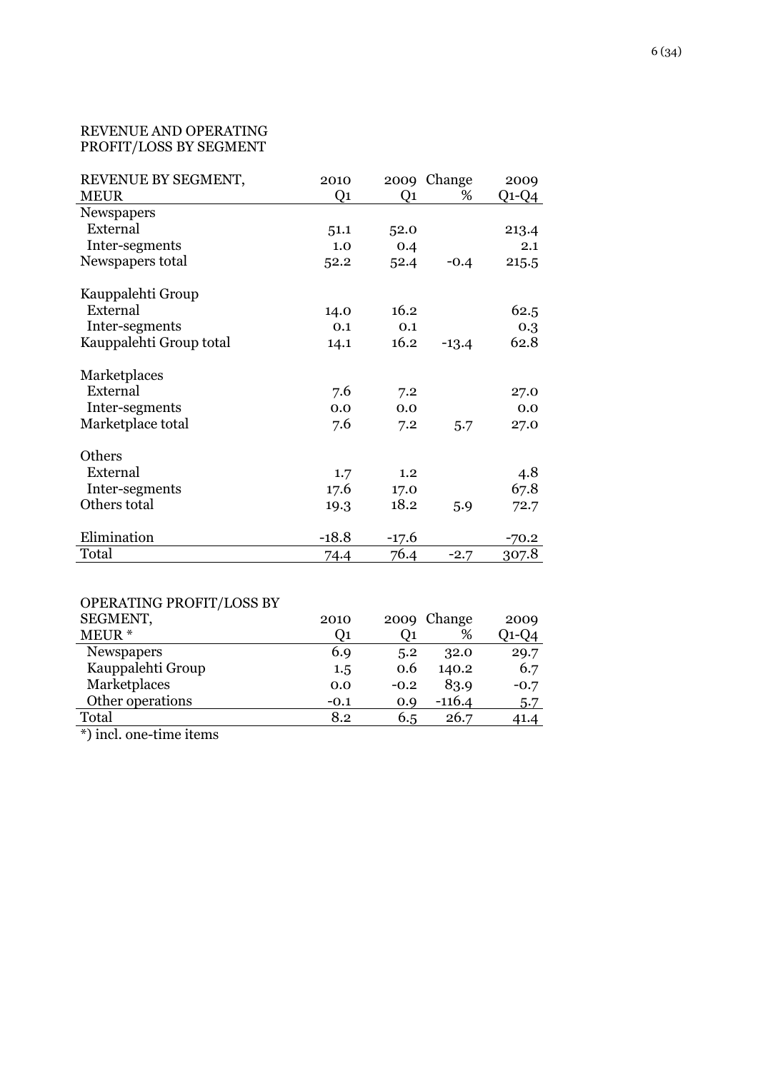## REVENUE AND OPERATING PROFIT/LOSS BY SEGMENT

| REVENUE BY SEGMENT, MEUR | 2010 Q1 | 2009 Q1 | Change % | 2009 Q1-Q4 |
|---|---|---|---|---|
| Newspapers | | | | |
| External | 51.1 | 52.0 | | 213.4 |
| Inter-segments | 1.0 | 0.4 | | 2.1 |
| Newspapers total | 52.2 | 52.4 | -0.4 | 215.5 |
| | | | | |
| Kauppalehti Group | | | | |
| External | 14.0 | 16.2 | | 62.5 |
| Inter-segments | 0.1 | 0.1 | | 0.3 |
| Kauppalehti Group total | 14.1 | 16.2 | -13.4 | 62.8 |
| | | | | |
| Marketplaces | | | | |
| External | 7.6 | 7.2 | | 27.0 |
| Inter-segments | 0.0 | 0.0 | | 0.0 |
| Marketplace total | 7.6 | 7.2 | 5.7 | 27.0 |
| | | | | |
| Others | | | | |
| External | 1.7 | 1.2 | | 4.8 |
| Inter-segments | 17.6 | 17.0 | | 67.8 |
| Others total | 19.3 | 18.2 | 5.9 | 72.7 |
| | | | | |
| Elimination | -18.8 | -17.6 | | -70.2 |
| Total | 74.4 | 76.4 | -2.7 | 307.8 |

| OPERATING PROFIT/LOSS BY SEGMENT, MEUR * | 2010 Q1 | 2009 Q1 | Change % | 2009 Q1-Q4 |
|---|---|---|---|---|
| Newspapers | 6.9 | 5.2 | 32.0 | 29.7 |
| Kauppalehti Group | 1.5 | 0.6 | 140.2 | 6.7 |
| Marketplaces | 0.0 | -0.2 | 83.9 | -0.7 |
| Other operations | -0.1 | 0.9 | -116.4 | 5.7 |
| Total | 8.2 | 6.5 | 26.7 | 41.4 |

*) incl. one-time items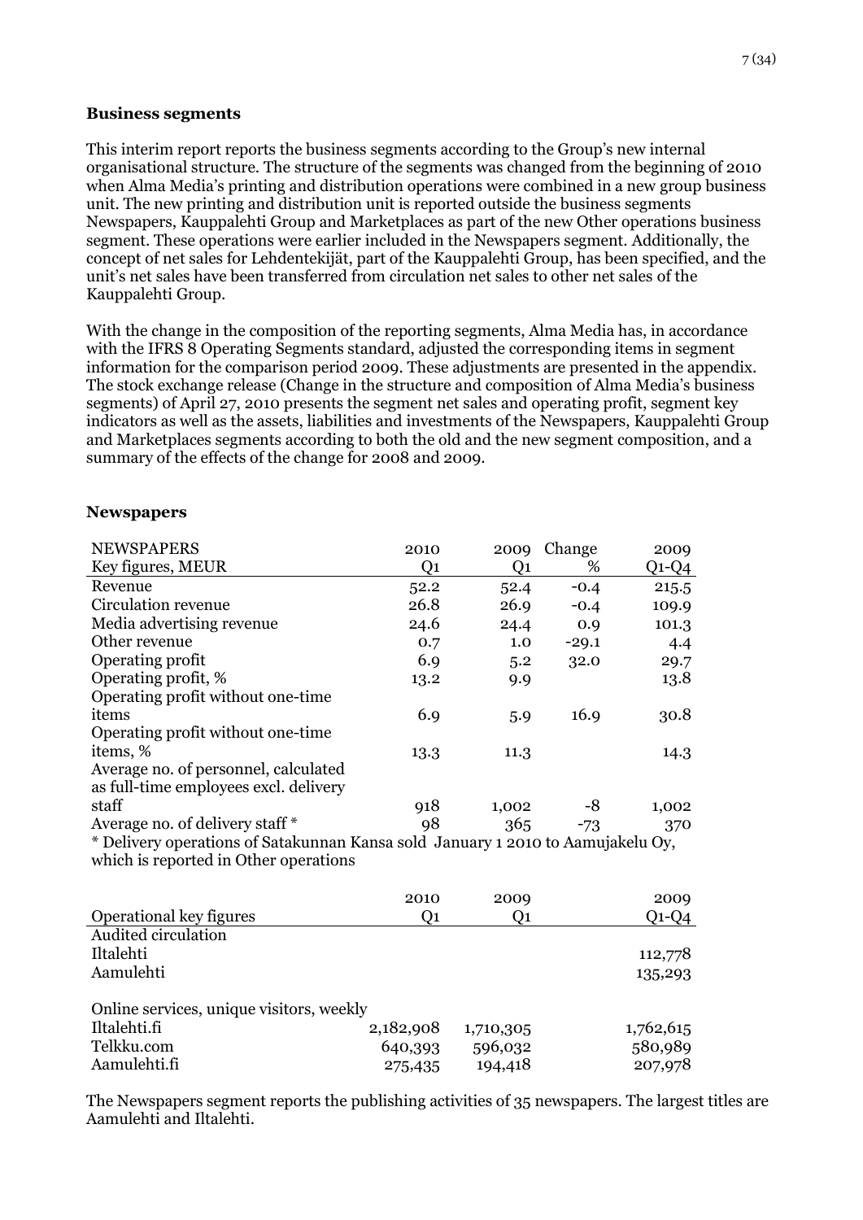**Business segments**

This interim report reports the business segments according to the Group's new internal organisational structure. The structure of the segments was changed from the beginning of 2010 when Alma Media's printing and distribution operations were combined in a new group business unit. The new printing and distribution unit is reported outside the business segments Newspapers, Kauppalehti Group and Marketplaces as part of the new Other operations business segment. These operations were earlier included in the Newspapers segment. Additionally, the concept of net sales for Lehdentekijät, part of the Kauppalehti Group, has been specified, and the unit's net sales have been transferred from circulation net sales to other net sales of the Kauppalehti Group.

With the change in the composition of the reporting segments, Alma Media has, in accordance with the IFRS 8 Operating Segments standard, adjusted the corresponding items in segment information for the comparison period 2009. These adjustments are presented in the appendix. The stock exchange release (Change in the structure and composition of Alma Media's business segments) of April 27, 2010 presents the segment net sales and operating profit, segment key indicators as well as the assets, liabilities and investments of the Newspapers, Kauppalehti Group and Marketplaces segments according to both the old and the new segment composition, and a summary of the effects of the change for 2008 and 2009.

**Newspapers**

| NEWSPAPERS<br>Key figures, MEUR | 2010<br>Q1 | 2009<br>Q1 | Change<br>% | 2009<br>Q1-Q4 |
|---|---|---|---|---|
| Revenue | 52.2 | 52.4 | -0.4 | 215.5 |
| Circulation revenue | 26.8 | 26.9 | -0.4 | 109.9 |
| Media advertising revenue | 24.6 | 24.4 | 0.9 | 101.3 |
| Other revenue | 0.7 | 1.0 | -29.1 | 4.4 |
| Operating profit | 6.9 | 5.2 | 32.0 | 29.7 |
| Operating profit, % | 13.2 | 9.9 | | 13.8 |
| Operating profit without one-time items | 6.9 | 5.9 | 16.9 | 30.8 |
| Operating profit without one-time items, % | 13.3 | 11.3 | | 14.3 |
| Average no. of personnel, calculated as full-time employees excl. delivery staff | 918 | 1,002 | -8 | 1,002 |
| Average no. of delivery staff * | 98 | 365 | -73 | 370 |

\* Delivery operations of Satakunnan Kansa sold January 1 2010 to Aamujakelu Oy, which is reported in Other operations

| Operational key figures | 2010<br>Q1 | 2009<br>Q1 | 2009<br>Q1-Q4 |
|---|---|---|---|
| Audited circulation | | | |
| Iltalehti | | | 112,778 |
| Aamulehti | | | 135,293 |
| | | | |
| Online services, unique visitors, weekly | | | |
| Iltalehti.fi | 2,182,908 | 1,710,305 | 1,762,615 |
| Telkku.com | 640,393 | 596,032 | 580,989 |
| Aamulehti.fi | 275,435 | 194,418 | 207,978 |

The Newspapers segment reports the publishing activities of 35 newspapers. The largest titles are Aamulehti and Iltalehti.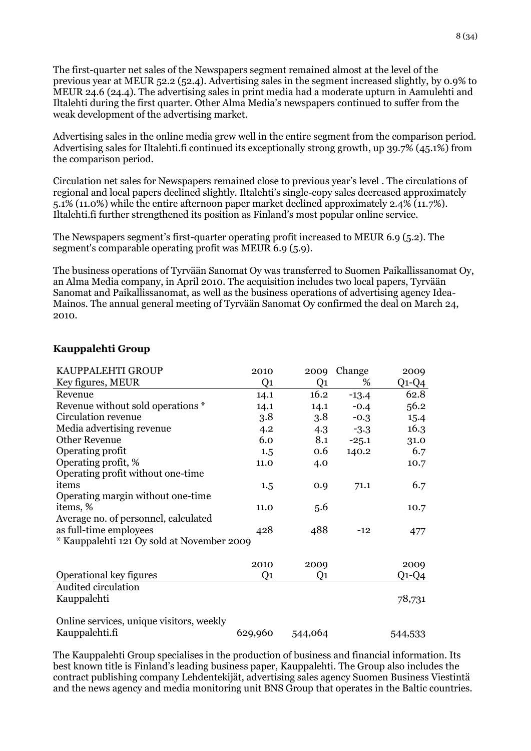The first-quarter net sales of the Newspapers segment remained almost at the level of the previous year at MEUR 52.2 (52.4). Advertising sales in the segment increased slightly, by 0.9% to MEUR 24.6 (24.4). The advertising sales in print media had a moderate upturn in Aamulehti and Iltalehti during the first quarter. Other Alma Media's newspapers continued to suffer from the weak development of the advertising market.

Advertising sales in the online media grew well in the entire segment from the comparison period. Advertising sales for Iltalehti.fi continued its exceptionally strong growth, up 39.7% (45.1%) from the comparison period.

Circulation net sales for Newspapers remained close to previous year's level . The circulations of regional and local papers declined slightly. Iltalehti's single-copy sales decreased approximately 5.1% (11.0%) while the entire afternoon paper market declined approximately 2.4% (11.7%). Iltalehti.fi further strengthened its position as Finland's most popular online service.

The Newspapers segment's first-quarter operating profit increased to MEUR 6.9 (5.2). The segment's comparable operating profit was MEUR 6.9 (5.9).

The business operations of Tyrvään Sanomat Oy was transferred to Suomen Paikallissanomat Oy, an Alma Media company, in April 2010. The acquisition includes two local papers, Tyrvään Sanomat and Paikallissanomat, as well as the business operations of advertising agency Idea-Mainos. The annual general meeting of Tyrvään Sanomat Oy confirmed the deal on March 24, 2010.

## Kauppalehti Group

| KAUPPALEHTI GROUP<br>Key figures, MEUR | 2010<br>Q1 | 2009<br>Q1 | Change<br>% | 2009<br>Q1-Q4 |
|---|---|---|---|---|
| Revenue | 14.1 | 16.2 | -13.4 | 62.8 |
| Revenue without sold operations * | 14.1 | 14.1 | -0.4 | 56.2 |
| Circulation revenue | 3.8 | 3.8 | -0.3 | 15.4 |
| Media advertising revenue | 4.2 | 4.3 | -3.3 | 16.3 |
| Other Revenue | 6.0 | 8.1 | -25.1 | 31.0 |
| Operating profit | 1.5 | 0.6 | 140.2 | 6.7 |
| Operating profit, % | 11.0 | 4.0 | | 10.7 |
| Operating profit without one-time items | 1.5 | 0.9 | 71.1 | 6.7 |
| Operating margin without one-time items, % | 11.0 | 5.6 | | 10.7 |
| Average no. of personnel, calculated as full-time employees | 428 | 488 | -12 | 477 |

\* Kauppalehti 121 Oy sold at November 2009

| Operational key figures | 2010<br>Q1 | 2009<br>Q1 | 2009<br>Q1-Q4 |
|---|---|---|---|
| Audited circulation | | | |
| Kauppalehti | | | 78,731 |
| Online services, unique visitors, weekly | | | |
| Kauppalehti.fi | 629,960 | 544,064 | 544,533 |

The Kauppalehti Group specialises in the production of business and financial information. Its best known title is Finland's leading business paper, Kauppalehti. The Group also includes the contract publishing company Lehdentekijät, advertising sales agency Suomen Business Viestintä and the news agency and media monitoring unit BNS Group that operates in the Baltic countries.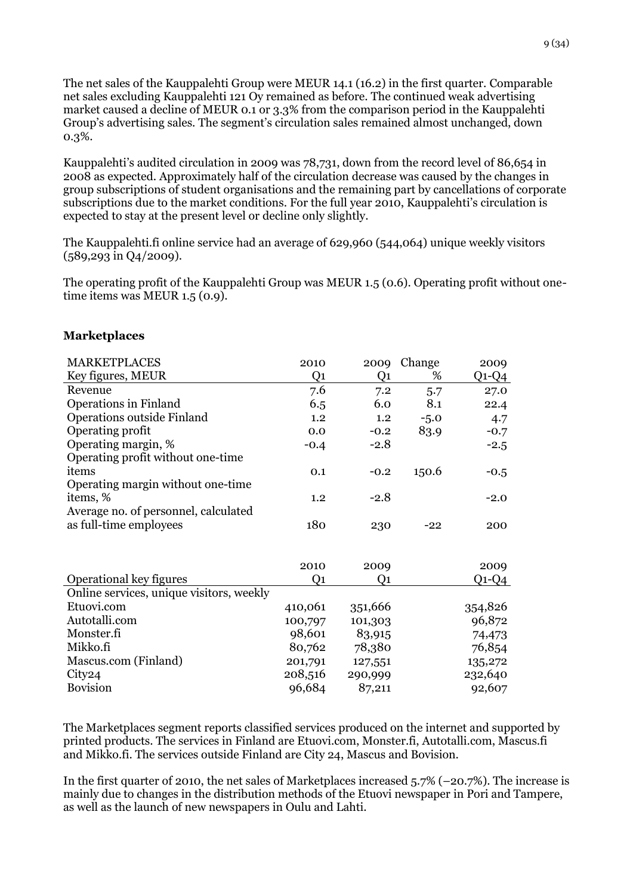The net sales of the Kauppalehti Group were MEUR 14.1 (16.2) in the first quarter. Comparable net sales excluding Kauppalehti 121 Oy remained as before. The continued weak advertising market caused a decline of MEUR 0.1 or 3.3% from the comparison period in the Kauppalehti Group's advertising sales. The segment's circulation sales remained almost unchanged, down 0.3%.

Kauppalehti's audited circulation in 2009 was 78,731, down from the record level of 86,654 in 2008 as expected. Approximately half of the circulation decrease was caused by the changes in group subscriptions of student organisations and the remaining part by cancellations of corporate subscriptions due to the market conditions. For the full year 2010, Kauppalehti's circulation is expected to stay at the present level or decline only slightly.

The Kauppalehti.fi online service had an average of 629,960 (544,064) unique weekly visitors (589,293 in Q4/2009).

The operating profit of the Kauppalehti Group was MEUR 1.5 (0.6). Operating profit without one-time items was MEUR 1.5 (0.9).

## Marketplaces

| MARKETPLACES<br>Key figures, MEUR | 2010<br>Q1 | 2009<br>Q1 | Change<br>% | 2009<br>Q1-Q4 |
|---|---|---|---|---|
| Revenue | 7.6 | 7.2 | 5.7 | 27.0 |
| Operations in Finland | 6.5 | 6.0 | 8.1 | 22.4 |
| Operations outside Finland | 1.2 | 1.2 | -5.0 | 4.7 |
| Operating profit | 0.0 | -0.2 | 83.9 | -0.7 |
| Operating margin, % | -0.4 | -2.8 | | -2.5 |
| Operating profit without one-time items | 0.1 | -0.2 | 150.6 | -0.5 |
| Operating margin without one-time items, % | 1.2 | -2.8 | | -2.0 |
| Average no. of personnel, calculated as full-time employees | 180 | 230 | -22 | 200 |

| Operational key figures | 2010<br>Q1 | 2009<br>Q1 | 2009<br>Q1-Q4 |
|---|---|---|---|
| Online services, unique visitors, weekly | | | |
| Etuovi.com | 410,061 | 351,666 | 354,826 |
| Autotalli.com | 100,797 | 101,303 | 96,872 |
| Monster.fi | 98,601 | 83,915 | 74,473 |
| Mikko.fi | 80,762 | 78,380 | 76,854 |
| Mascus.com (Finland) | 201,791 | 127,551 | 135,272 |
| City24 | 208,516 | 290,999 | 232,640 |
| Bovision | 96,684 | 87,211 | 92,607 |

The Marketplaces segment reports classified services produced on the internet and supported by printed products. The services in Finland are Etuovi.com, Monster.fi, Autotalli.com, Mascus.fi and Mikko.fi. The services outside Finland are City 24, Mascus and Bovision.

In the first quarter of 2010, the net sales of Marketplaces increased 5.7% (–20.7%). The increase is mainly due to changes in the distribution methods of the Etuovi newspaper in Pori and Tampere, as well as the launch of new newspapers in Oulu and Lahti.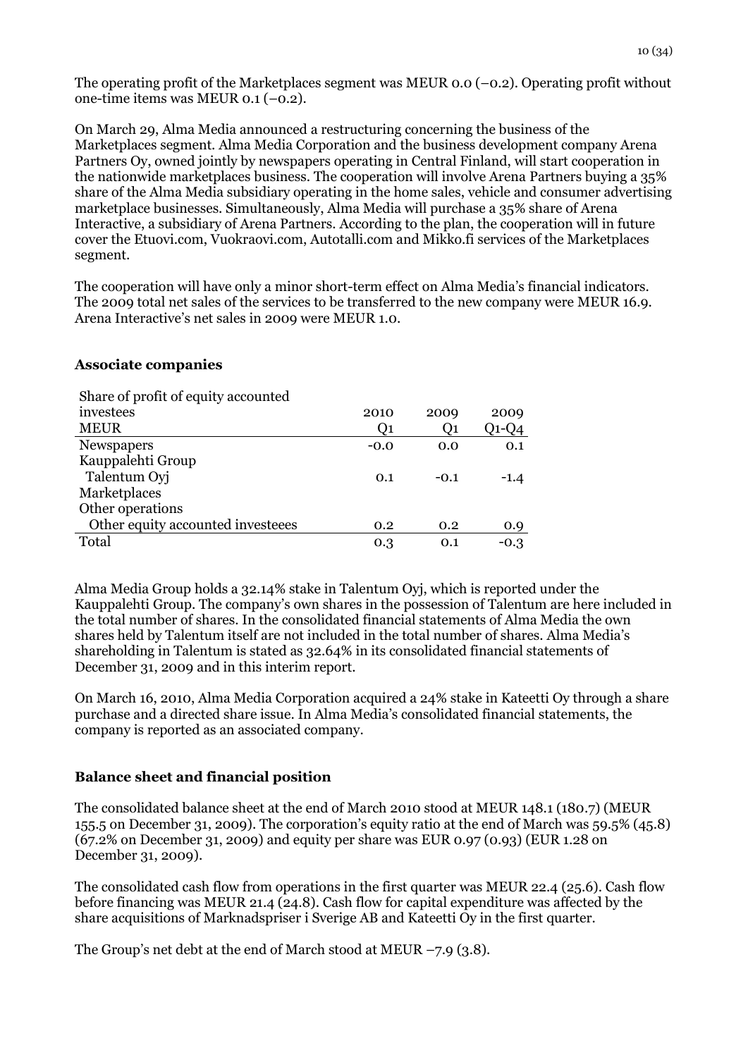The operating profit of the Marketplaces segment was MEUR 0.0 (–0.2). Operating profit without one-time items was MEUR 0.1 (–0.2).

On March 29, Alma Media announced a restructuring concerning the business of the Marketplaces segment. Alma Media Corporation and the business development company Arena Partners Oy, owned jointly by newspapers operating in Central Finland, will start cooperation in the nationwide marketplaces business. The cooperation will involve Arena Partners buying a 35% share of the Alma Media subsidiary operating in the home sales, vehicle and consumer advertising marketplace businesses. Simultaneously, Alma Media will purchase a 35% share of Arena Interactive, a subsidiary of Arena Partners. According to the plan, the cooperation will in future cover the Etuovi.com, Vuokraovi.com, Autotalli.com and Mikko.fi services of the Marketplaces segment.

The cooperation will have only a minor short-term effect on Alma Media's financial indicators. The 2009 total net sales of the services to be transferred to the new company were MEUR 16.9. Arena Interactive's net sales in 2009 were MEUR 1.0.

## Associate companies

| Share of profit of equity accounted investees<br>MEUR | 2010<br>Q1 | 2009<br>Q1 | 2009<br>Q1-Q4 |
|---|---|---|---|
| Newspapers | -0.0 | 0.0 | 0.1 |
| Kauppalehti Group | | | |
| Talentum Oyj | 0.1 | -0.1 | -1.4 |
| Marketplaces | | | |
| Other operations | | | |
| Other equity accounted investeees | 0.2 | 0.2 | 0.9 |
| Total | 0.3 | 0.1 | -0.3 |

Alma Media Group holds a 32.14% stake in Talentum Oyj, which is reported under the Kauppalehti Group. The company's own shares in the possession of Talentum are here included in the total number of shares. In the consolidated financial statements of Alma Media the own shares held by Talentum itself are not included in the total number of shares. Alma Media's shareholding in Talentum is stated as 32.64% in its consolidated financial statements of December 31, 2009 and in this interim report.

On March 16, 2010, Alma Media Corporation acquired a 24% stake in Kateetti Oy through a share purchase and a directed share issue. In Alma Media's consolidated financial statements, the company is reported as an associated company.

## Balance sheet and financial position

The consolidated balance sheet at the end of March 2010 stood at MEUR 148.1 (180.7) (MEUR 155.5 on December 31, 2009). The corporation's equity ratio at the end of March was 59.5% (45.8) (67.2% on December 31, 2009) and equity per share was EUR 0.97 (0.93) (EUR 1.28 on December 31, 2009).

The consolidated cash flow from operations in the first quarter was MEUR 22.4 (25.6). Cash flow before financing was MEUR 21.4 (24.8). Cash flow for capital expenditure was affected by the share acquisitions of Marknadspriser i Sverige AB and Kateetti Oy in the first quarter.

The Group's net debt at the end of March stood at MEUR –7.9 (3.8).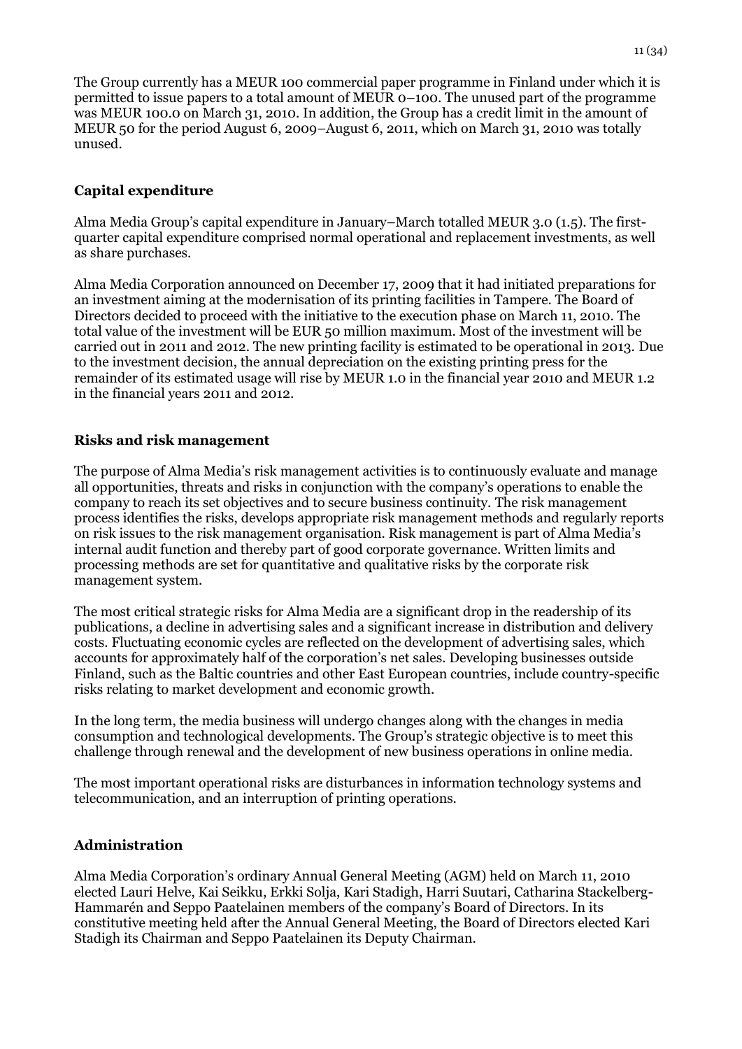The Group currently has a MEUR 100 commercial paper programme in Finland under which it is permitted to issue papers to a total amount of MEUR 0–100. The unused part of the programme was MEUR 100.0 on March 31, 2010. In addition, the Group has a credit limit in the amount of MEUR 50 for the period August 6, 2009–August 6, 2011, which on March 31, 2010 was totally unused.

## Capital expenditure

Alma Media Group's capital expenditure in January–March totalled MEUR 3.0 (1.5). The first-quarter capital expenditure comprised normal operational and replacement investments, as well as share purchases.

Alma Media Corporation announced on December 17, 2009 that it had initiated preparations for an investment aiming at the modernisation of its printing facilities in Tampere. The Board of Directors decided to proceed with the initiative to the execution phase on March 11, 2010. The total value of the investment will be EUR 50 million maximum. Most of the investment will be carried out in 2011 and 2012. The new printing facility is estimated to be operational in 2013. Due to the investment decision, the annual depreciation on the existing printing press for the remainder of its estimated usage will rise by MEUR 1.0 in the financial year 2010 and MEUR 1.2 in the financial years 2011 and 2012.

## Risks and risk management

The purpose of Alma Media's risk management activities is to continuously evaluate and manage all opportunities, threats and risks in conjunction with the company's operations to enable the company to reach its set objectives and to secure business continuity. The risk management process identifies the risks, develops appropriate risk management methods and regularly reports on risk issues to the risk management organisation. Risk management is part of Alma Media's internal audit function and thereby part of good corporate governance. Written limits and processing methods are set for quantitative and qualitative risks by the corporate risk management system.

The most critical strategic risks for Alma Media are a significant drop in the readership of its publications, a decline in advertising sales and a significant increase in distribution and delivery costs. Fluctuating economic cycles are reflected on the development of advertising sales, which accounts for approximately half of the corporation's net sales. Developing businesses outside Finland, such as the Baltic countries and other East European countries, include country-specific risks relating to market development and economic growth.

In the long term, the media business will undergo changes along with the changes in media consumption and technological developments. The Group's strategic objective is to meet this challenge through renewal and the development of new business operations in online media.

The most important operational risks are disturbances in information technology systems and telecommunication, and an interruption of printing operations.

## Administration

Alma Media Corporation's ordinary Annual General Meeting (AGM) held on March 11, 2010 elected Lauri Helve, Kai Seikku, Erkki Solja, Kari Stadigh, Harri Suutari, Catharina Stackelberg-Hammarén and Seppo Paatelainen members of the company's Board of Directors. In its constitutive meeting held after the Annual General Meeting, the Board of Directors elected Kari Stadigh its Chairman and Seppo Paatelainen its Deputy Chairman.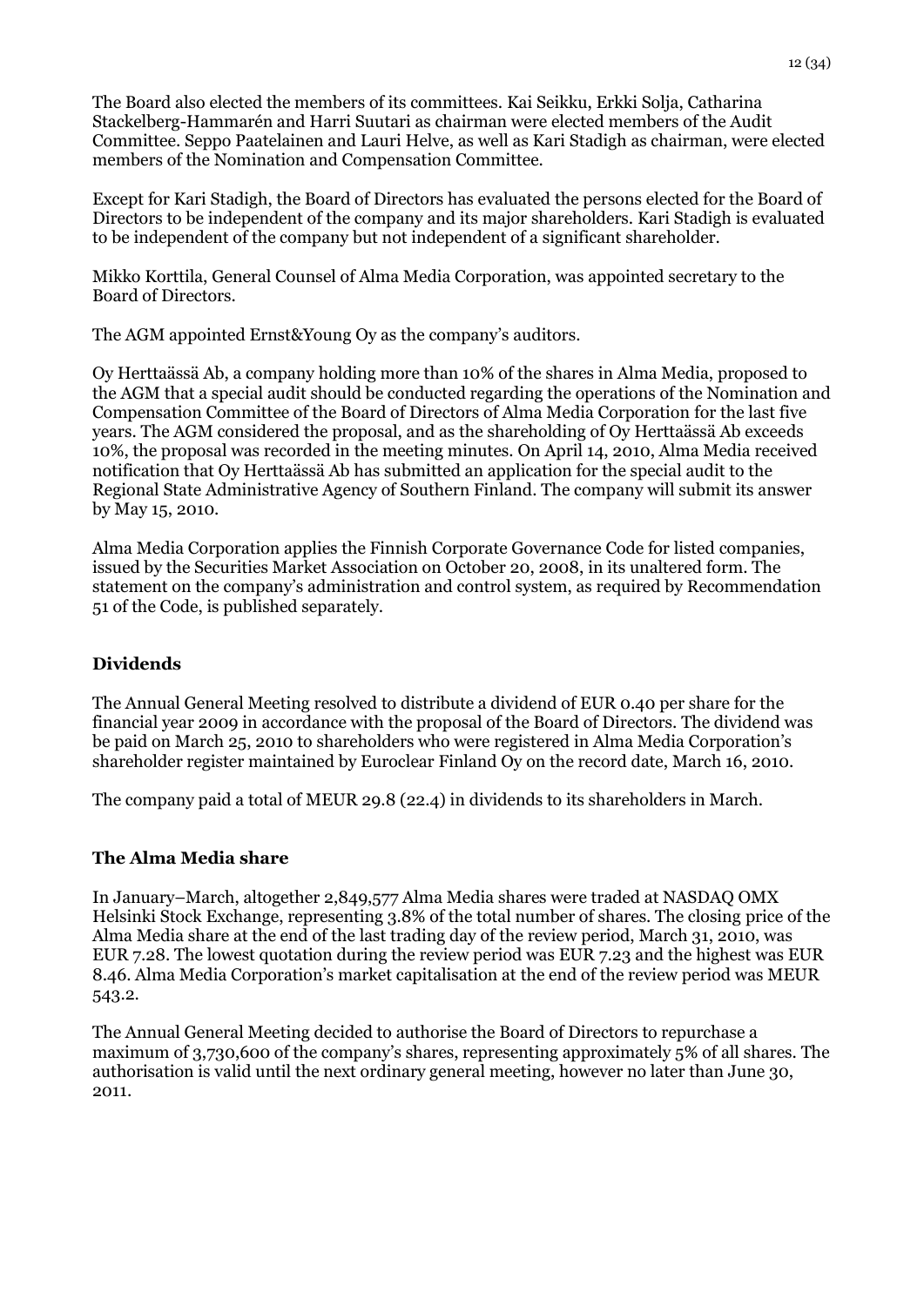The Board also elected the members of its committees. Kai Seikku, Erkki Solja, Catharina Stackelberg-Hammarén and Harri Suutari as chairman were elected members of the Audit Committee. Seppo Paatelainen and Lauri Helve, as well as Kari Stadigh as chairman, were elected members of the Nomination and Compensation Committee.

Except for Kari Stadigh, the Board of Directors has evaluated the persons elected for the Board of Directors to be independent of the company and its major shareholders. Kari Stadigh is evaluated to be independent of the company but not independent of a significant shareholder.

Mikko Korttila, General Counsel of Alma Media Corporation, was appointed secretary to the Board of Directors.

The AGM appointed Ernst&Young Oy as the company's auditors.

Oy Herttaässä Ab, a company holding more than 10% of the shares in Alma Media, proposed to the AGM that a special audit should be conducted regarding the operations of the Nomination and Compensation Committee of the Board of Directors of Alma Media Corporation for the last five years. The AGM considered the proposal, and as the shareholding of Oy Herttaässä Ab exceeds 10%, the proposal was recorded in the meeting minutes. On April 14, 2010, Alma Media received notification that Oy Herttaässä Ab has submitted an application for the special audit to the Regional State Administrative Agency of Southern Finland. The company will submit its answer by May 15, 2010.

Alma Media Corporation applies the Finnish Corporate Governance Code for listed companies, issued by the Securities Market Association on October 20, 2008, in its unaltered form. The statement on the company's administration and control system, as required by Recommendation 51 of the Code, is published separately.

## Dividends

The Annual General Meeting resolved to distribute a dividend of EUR 0.40 per share for the financial year 2009 in accordance with the proposal of the Board of Directors. The dividend was be paid on March 25, 2010 to shareholders who were registered in Alma Media Corporation's shareholder register maintained by Euroclear Finland Oy on the record date, March 16, 2010.

The company paid a total of MEUR 29.8 (22.4) in dividends to its shareholders in March.

## The Alma Media share

In January–March, altogether 2,849,577 Alma Media shares were traded at NASDAQ OMX Helsinki Stock Exchange, representing 3.8% of the total number of shares. The closing price of the Alma Media share at the end of the last trading day of the review period, March 31, 2010, was EUR 7.28. The lowest quotation during the review period was EUR 7.23 and the highest was EUR 8.46. Alma Media Corporation's market capitalisation at the end of the review period was MEUR 543.2.

The Annual General Meeting decided to authorise the Board of Directors to repurchase a maximum of 3,730,600 of the company's shares, representing approximately 5% of all shares. The authorisation is valid until the next ordinary general meeting, however no later than June 30, 2011.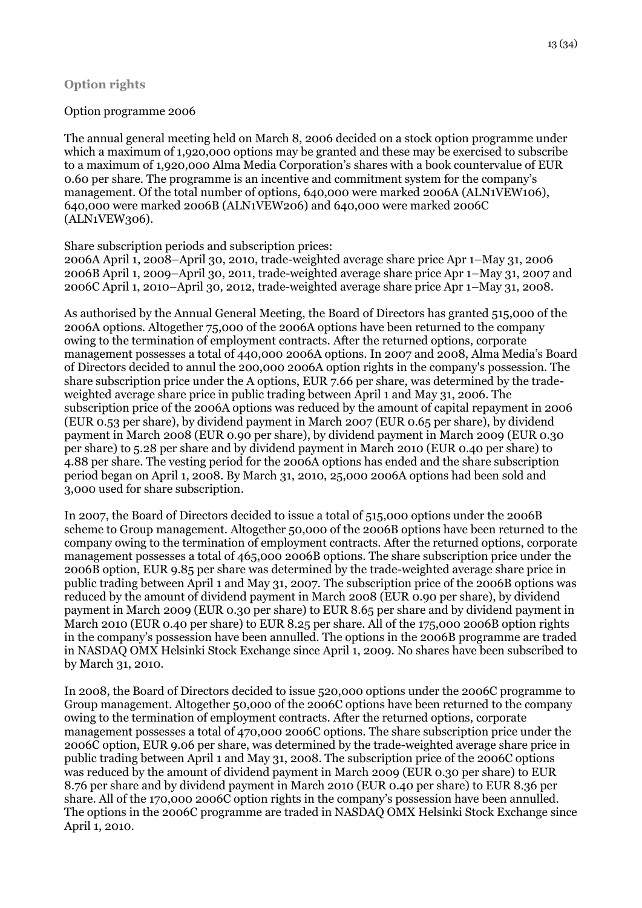## Option rights

Option programme 2006

The annual general meeting held on March 8, 2006 decided on a stock option programme under which a maximum of 1,920,000 options may be granted and these may be exercised to subscribe to a maximum of 1,920,000 Alma Media Corporation's shares with a book countervalue of EUR 0.60 per share. The programme is an incentive and commitment system for the company's management. Of the total number of options, 640,000 were marked 2006A (ALN1VEW106), 640,000 were marked 2006B (ALN1VEW206) and 640,000 were marked 2006C (ALN1VEW306).

Share subscription periods and subscription prices:
2006A April 1, 2008–April 30, 2010, trade-weighted average share price Apr 1–May 31, 2006
2006B April 1, 2009–April 30, 2011, trade-weighted average share price Apr 1–May 31, 2007 and
2006C April 1, 2010–April 30, 2012, trade-weighted average share price Apr 1–May 31, 2008.

As authorised by the Annual General Meeting, the Board of Directors has granted 515,000 of the 2006A options. Altogether 75,000 of the 2006A options have been returned to the company owing to the termination of employment contracts. After the returned options, corporate management possesses a total of 440,000 2006A options. In 2007 and 2008, Alma Media's Board of Directors decided to annul the 200,000 2006A option rights in the company's possession. The share subscription price under the A options, EUR 7.66 per share, was determined by the trade-weighted average share price in public trading between April 1 and May 31, 2006. The subscription price of the 2006A options was reduced by the amount of capital repayment in 2006 (EUR 0.53 per share), by dividend payment in March 2007 (EUR 0.65 per share), by dividend payment in March 2008 (EUR 0.90 per share), by dividend payment in March 2009 (EUR 0.30 per share) to 5.28 per share and by dividend payment in March 2010 (EUR 0.40 per share) to 4.88 per share. The vesting period for the 2006A options has ended and the share subscription period began on April 1, 2008. By March 31, 2010, 25,000 2006A options had been sold and 3,000 used for share subscription.

In 2007, the Board of Directors decided to issue a total of 515,000 options under the 2006B scheme to Group management. Altogether 50,000 of the 2006B options have been returned to the company owing to the termination of employment contracts. After the returned options, corporate management possesses a total of 465,000 2006B options. The share subscription price under the 2006B option, EUR 9.85 per share was determined by the trade-weighted average share price in public trading between April 1 and May 31, 2007. The subscription price of the 2006B options was reduced by the amount of dividend payment in March 2008 (EUR 0.90 per share), by dividend payment in March 2009 (EUR 0.30 per share) to EUR 8.65 per share and by dividend payment in March 2010 (EUR 0.40 per share) to EUR 8.25 per share. All of the 175,000 2006B option rights in the company's possession have been annulled. The options in the 2006B programme are traded in NASDAQ OMX Helsinki Stock Exchange since April 1, 2009. No shares have been subscribed to by March 31, 2010.

In 2008, the Board of Directors decided to issue 520,000 options under the 2006C programme to Group management. Altogether 50,000 of the 2006C options have been returned to the company owing to the termination of employment contracts. After the returned options, corporate management possesses a total of 470,000 2006C options. The share subscription price under the 2006C option, EUR 9.06 per share, was determined by the trade-weighted average share price in public trading between April 1 and May 31, 2008. The subscription price of the 2006C options was reduced by the amount of dividend payment in March 2009 (EUR 0.30 per share) to EUR 8.76 per share and by dividend payment in March 2010 (EUR 0.40 per share) to EUR 8.36 per share. All of the 170,000 2006C option rights in the company's possession have been annulled. The options in the 2006C programme are traded in NASDAQ OMX Helsinki Stock Exchange since April 1, 2010.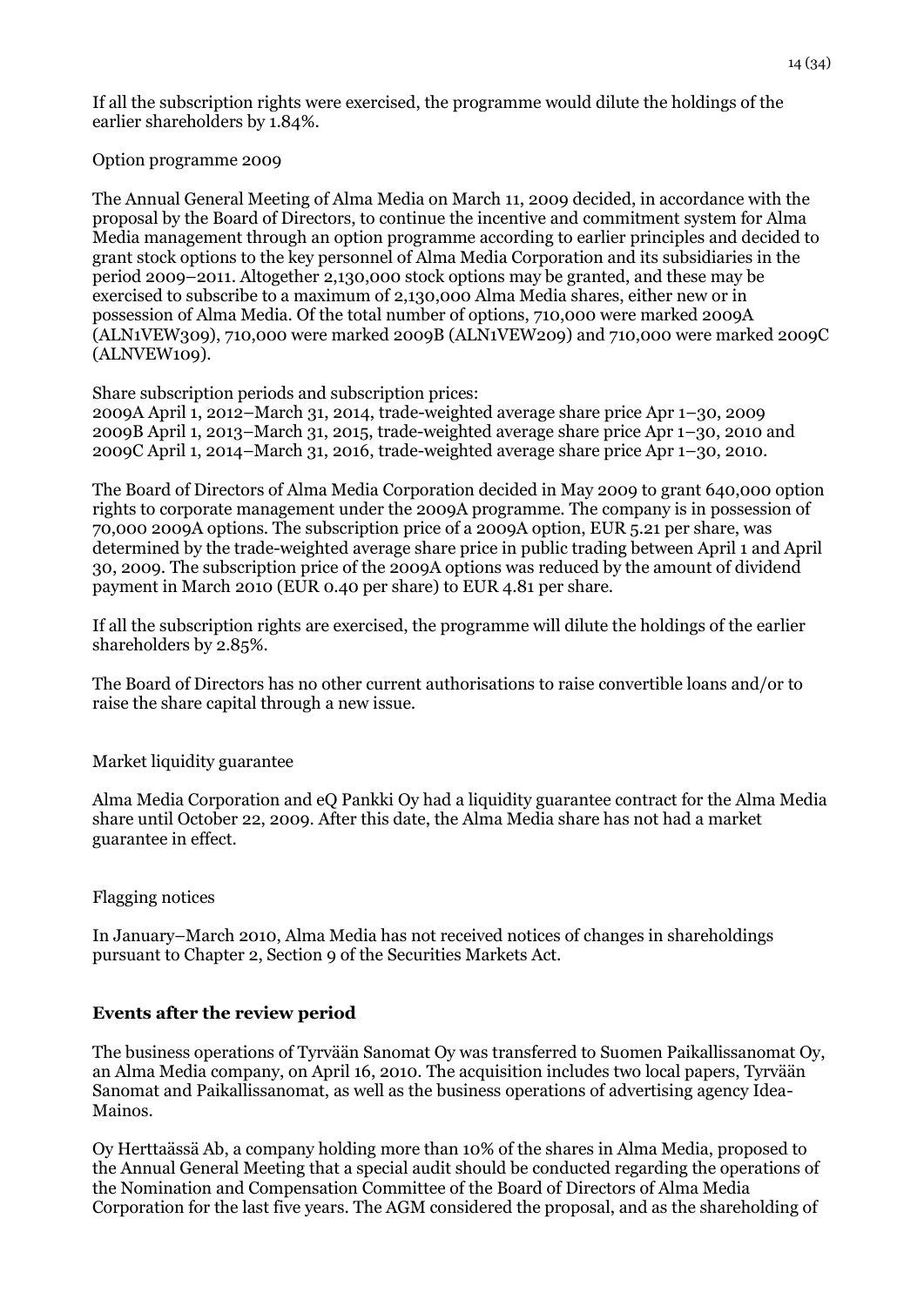If all the subscription rights were exercised, the programme would dilute the holdings of the earlier shareholders by 1.84%.

Option programme 2009

The Annual General Meeting of Alma Media on March 11, 2009 decided, in accordance with the proposal by the Board of Directors, to continue the incentive and commitment system for Alma Media management through an option programme according to earlier principles and decided to grant stock options to the key personnel of Alma Media Corporation and its subsidiaries in the period 2009–2011. Altogether 2,130,000 stock options may be granted, and these may be exercised to subscribe to a maximum of 2,130,000 Alma Media shares, either new or in possession of Alma Media. Of the total number of options, 710,000 were marked 2009A (ALN1VEW309), 710,000 were marked 2009B (ALN1VEW209) and 710,000 were marked 2009C (ALNVEW109).

Share subscription periods and subscription prices:
2009A April 1, 2012–March 31, 2014, trade-weighted average share price Apr 1–30, 2009
2009B April 1, 2013–March 31, 2015, trade-weighted average share price Apr 1–30, 2010 and
2009C April 1, 2014–March 31, 2016, trade-weighted average share price Apr 1–30, 2010.

The Board of Directors of Alma Media Corporation decided in May 2009 to grant 640,000 option rights to corporate management under the 2009A programme. The company is in possession of 70,000 2009A options. The subscription price of a 2009A option, EUR 5.21 per share, was determined by the trade-weighted average share price in public trading between April 1 and April 30, 2009. The subscription price of the 2009A options was reduced by the amount of dividend payment in March 2010 (EUR 0.40 per share) to EUR 4.81 per share.

If all the subscription rights are exercised, the programme will dilute the holdings of the earlier shareholders by 2.85%.

The Board of Directors has no other current authorisations to raise convertible loans and/or to raise the share capital through a new issue.

Market liquidity guarantee

Alma Media Corporation and eQ Pankki Oy had a liquidity guarantee contract for the Alma Media share until October 22, 2009. After this date, the Alma Media share has not had a market guarantee in effect.

Flagging notices

In January–March 2010, Alma Media has not received notices of changes in shareholdings pursuant to Chapter 2, Section 9 of the Securities Markets Act.

## Events after the review period

The business operations of Tyrvään Sanomat Oy was transferred to Suomen Paikallissanomat Oy, an Alma Media company, on April 16, 2010. The acquisition includes two local papers, Tyrvään Sanomat and Paikallissanomat, as well as the business operations of advertising agency Idea-Mainos.

Oy Herttaässä Ab, a company holding more than 10% of the shares in Alma Media, proposed to the Annual General Meeting that a special audit should be conducted regarding the operations of the Nomination and Compensation Committee of the Board of Directors of Alma Media Corporation for the last five years. The AGM considered the proposal, and as the shareholding of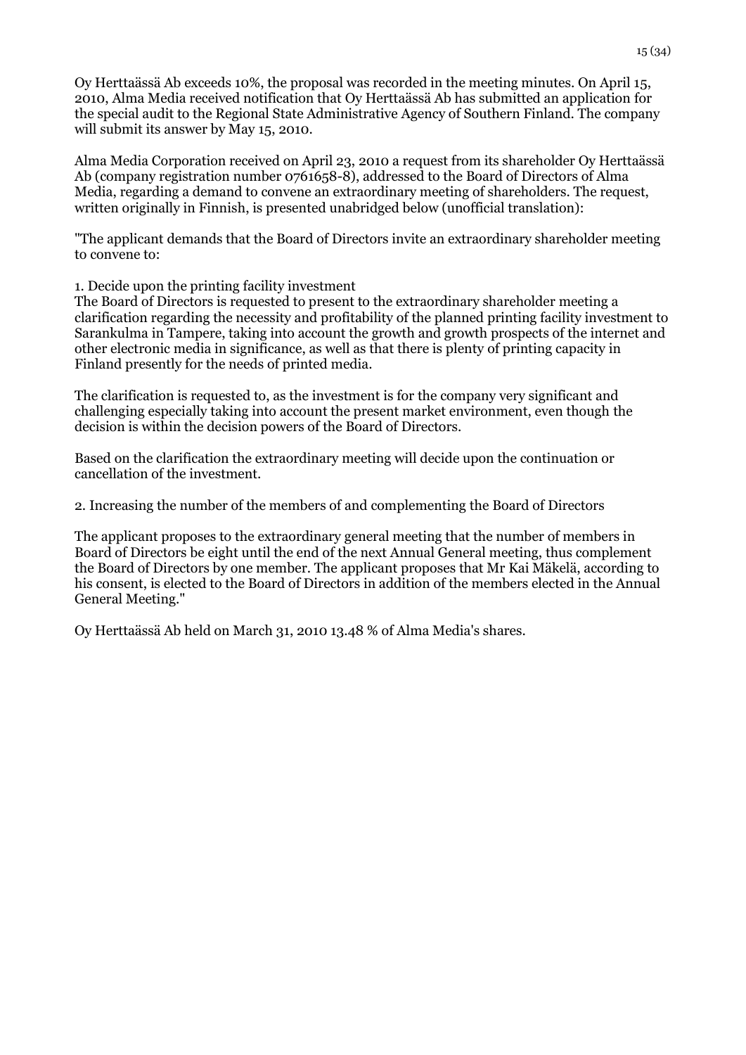Oy Herttaässä Ab exceeds 10%, the proposal was recorded in the meeting minutes. On April 15, 2010, Alma Media received notification that Oy Herttaässä Ab has submitted an application for the special audit to the Regional State Administrative Agency of Southern Finland. The company will submit its answer by May 15, 2010.

Alma Media Corporation received on April 23, 2010 a request from its shareholder Oy Herttaässä Ab (company registration number 0761658-8), addressed to the Board of Directors of Alma Media, regarding a demand to convene an extraordinary meeting of shareholders. The request, written originally in Finnish, is presented unabridged below (unofficial translation):

"The applicant demands that the Board of Directors invite an extraordinary shareholder meeting to convene to:

1. Decide upon the printing facility investment
The Board of Directors is requested to present to the extraordinary shareholder meeting a clarification regarding the necessity and profitability of the planned printing facility investment to Sarankulma in Tampere, taking into account the growth and growth prospects of the internet and other electronic media in significance, as well as that there is plenty of printing capacity in Finland presently for the needs of printed media.

The clarification is requested to, as the investment is for the company very significant and challenging especially taking into account the present market environment, even though the decision is within the decision powers of the Board of Directors.

Based on the clarification the extraordinary meeting will decide upon the continuation or cancellation of the investment.

2. Increasing the number of the members of and complementing the Board of Directors

The applicant proposes to the extraordinary general meeting that the number of members in Board of Directors be eight until the end of the next Annual General meeting, thus complement the Board of Directors by one member. The applicant proposes that Mr Kai Mäkelä, according to his consent, is elected to the Board of Directors in addition of the members elected in the Annual General Meeting."

Oy Herttaässä Ab held on March 31, 2010 13.48 % of Alma Media's shares.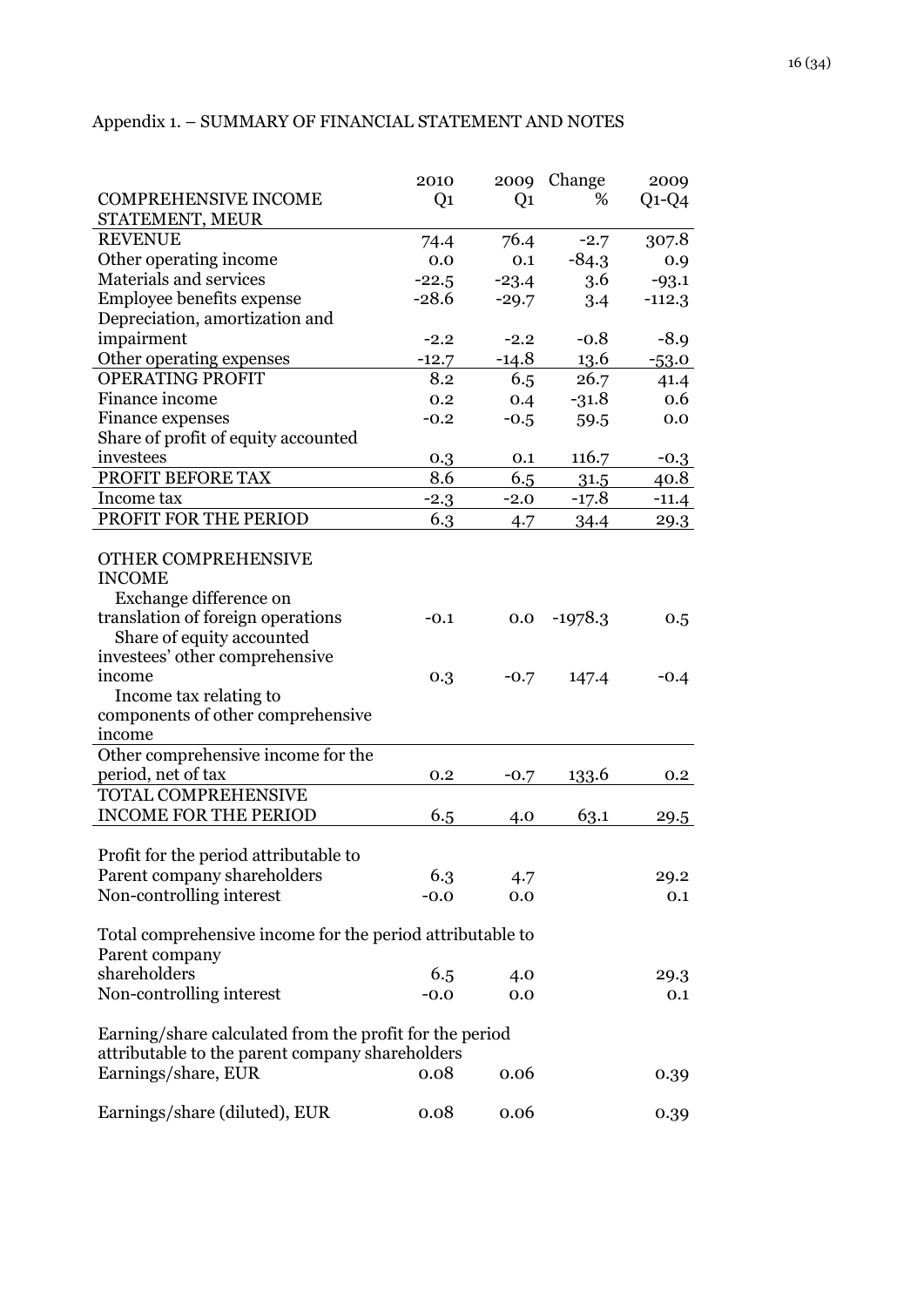Appendix 1. – SUMMARY OF FINANCIAL STATEMENT AND NOTES

| COMPREHENSIVE INCOME STATEMENT, MEUR | 2010 Q1 | 2009 Q1 | Change % | 2009 Q1-Q4 |
|---|---|---|---|---|
| REVENUE | 74.4 | 76.4 | -2.7 | 307.8 |
| Other operating income | 0.0 | 0.1 | -84.3 | 0.9 |
| Materials and services | -22.5 | -23.4 | 3.6 | -93.1 |
| Employee benefits expense | -28.6 | -29.7 | 3.4 | -112.3 |
| Depreciation, amortization and impairment | -2.2 | -2.2 | -0.8 | -8.9 |
| Other operating expenses | -12.7 | -14.8 | 13.6 | -53.0 |
| OPERATING PROFIT | 8.2 | 6.5 | 26.7 | 41.4 |
| Finance income | 0.2 | 0.4 | -31.8 | 0.6 |
| Finance expenses | -0.2 | -0.5 | 59.5 | 0.0 |
| Share of profit of equity accounted investees | 0.3 | 0.1 | 116.7 | -0.3 |
| PROFIT BEFORE TAX | 8.6 | 6.5 | 31.5 | 40.8 |
| Income tax | -2.3 | -2.0 | -17.8 | -11.4 |
| PROFIT FOR THE PERIOD | 6.3 | 4.7 | 34.4 | 29.3 |
| | | | | |
| OTHER COMPREHENSIVE INCOME | | | | |
| Exchange difference on translation of foreign operations | -0.1 | 0.0 | -1978.3 | 0.5 |
| Share of equity accounted investees' other comprehensive income | 0.3 | -0.7 | 147.4 | -0.4 |
| Income tax relating to components of other comprehensive income | | | | |
| Other comprehensive income for the period, net of tax | 0.2 | -0.7 | 133.6 | 0.2 |
| TOTAL COMPREHENSIVE INCOME FOR THE PERIOD | 6.5 | 4.0 | 63.1 | 29.5 |
| | | | | |
| Profit for the period attributable to | | | | |
| Parent company shareholders | 6.3 | 4.7 | | 29.2 |
| Non-controlling interest | -0.0 | 0.0 | | 0.1 |
| | | | | |
| Total comprehensive income for the period attributable to | | | | |
| Parent company shareholders | 6.5 | 4.0 | | 29.3 |
| Non-controlling interest | -0.0 | 0.0 | | 0.1 |
| | | | | |
| Earning/share calculated from the profit for the period attributable to the parent company shareholders | | | | |
| Earnings/share, EUR | 0.08 | 0.06 | | 0.39 |
| Earnings/share (diluted), EUR | 0.08 | 0.06 | | 0.39 |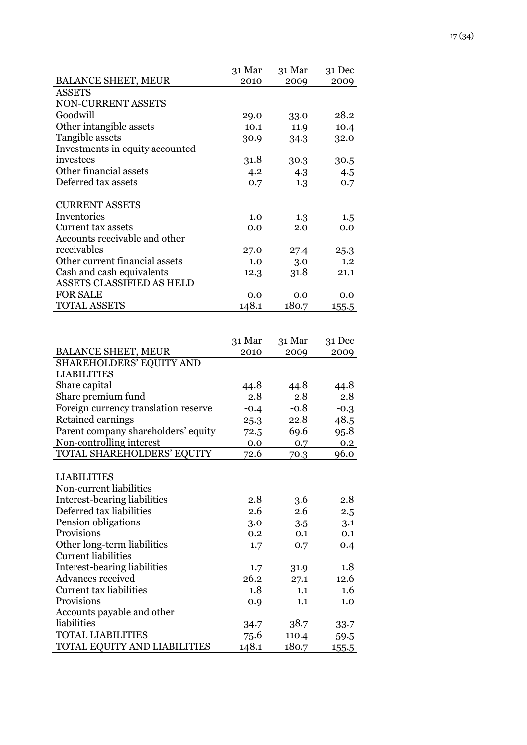| BALANCE SHEET, MEUR | 31 Mar 2010 | 31 Mar 2009 | 31 Dec 2009 |
|---|---|---|---|
| ASSETS | | | |
| NON-CURRENT ASSETS | | | |
| Goodwill | 29.0 | 33.0 | 28.2 |
| Other intangible assets | 10.1 | 11.9 | 10.4 |
| Tangible assets | 30.9 | 34.3 | 32.0 |
| Investments in equity accounted investees | 31.8 | 30.3 | 30.5 |
| Other financial assets | 4.2 | 4.3 | 4.5 |
| Deferred tax assets | 0.7 | 1.3 | 0.7 |
| CURRENT ASSETS | | | |
| Inventories | 1.0 | 1.3 | 1.5 |
| Current tax assets | 0.0 | 2.0 | 0.0 |
| Accounts receivable and other receivables | 27.0 | 27.4 | 25.3 |
| Other current financial assets | 1.0 | 3.0 | 1.2 |
| Cash and cash equivalents | 12.3 | 31.8 | 21.1 |
| ASSETS CLASSIFIED AS HELD FOR SALE | 0.0 | 0.0 | 0.0 |
| TOTAL ASSETS | 148.1 | 180.7 | 155.5 |

| BALANCE SHEET, MEUR | 31 Mar 2010 | 31 Mar 2009 | 31 Dec 2009 |
|---|---|---|---|
| SHAREHOLDERS' EQUITY AND LIABILITIES | | | |
| Share capital | 44.8 | 44.8 | 44.8 |
| Share premium fund | 2.8 | 2.8 | 2.8 |
| Foreign currency translation reserve | -0.4 | -0.8 | -0.3 |
| Retained earnings | 25.3 | 22.8 | 48.5 |
| Parent company shareholders' equity | 72.5 | 69.6 | 95.8 |
| Non-controlling interest | 0.0 | 0.7 | 0.2 |
| TOTAL SHAREHOLDERS' EQUITY | 72.6 | 70.3 | 96.0 |
| LIABILITIES | | | |
| Non-current liabilities | | | |
| Interest-bearing liabilities | 2.8 | 3.6 | 2.8 |
| Deferred tax liabilities | 2.6 | 2.6 | 2.5 |
| Pension obligations | 3.0 | 3.5 | 3.1 |
| Provisions | 0.2 | 0.1 | 0.1 |
| Other long-term liabilities | 1.7 | 0.7 | 0.4 |
| Current liabilities | | | |
| Interest-bearing liabilities | 1.7 | 31.9 | 1.8 |
| Advances received | 26.2 | 27.1 | 12.6 |
| Current tax liabilities | 1.8 | 1.1 | 1.6 |
| Provisions | 0.9 | 1.1 | 1.0 |
| Accounts payable and other liabilities | 34.7 | 38.7 | 33.7 |
| TOTAL LIABILITIES | 75.6 | 110.4 | 59.5 |
| TOTAL EQUITY AND LIABILITIES | 148.1 | 180.7 | 155.5 |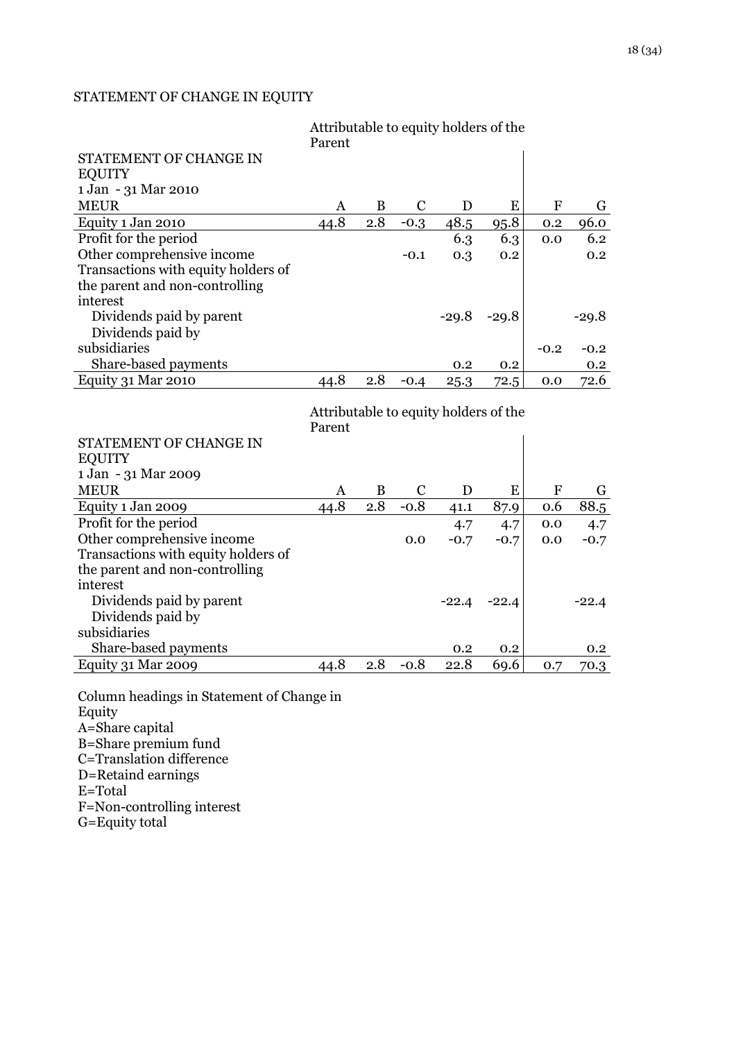STATEMENT OF CHANGE IN EQUITY

| STATEMENT OF CHANGE IN EQUITY 1 Jan - 31 Mar 2010 | Attributable to equity holders of the Parent | | | | | | |
|---|---|---|---|---|---|---|---|
| MEUR | A | B | C | D | E | F | G |
| Equity 1 Jan 2010 | 44.8 | 2.8 | -0.3 | 48.5 | 95.8 | 0.2 | 96.0 |
| Profit for the period | | | | 6.3 | 6.3 | 0.0 | 6.2 |
| Other comprehensive income | | | -0.1 | 0.3 | 0.2 | | 0.2 |
| Transactions with equity holders of the parent and non-controlling interest | | | | | | | |
| Dividends paid by parent | | | | -29.8 | -29.8 | | -29.8 |
| Dividends paid by subsidiaries | | | | | | -0.2 | -0.2 |
| Share-based payments | | | | 0.2 | 0.2 | | 0.2 |
| Equity 31 Mar 2010 | 44.8 | 2.8 | -0.4 | 25.3 | 72.5 | 0.0 | 72.6 |

| STATEMENT OF CHANGE IN EQUITY 1 Jan - 31 Mar 2009 | Attributable to equity holders of the Parent | | | | | | |
|---|---|---|---|---|---|---|---|
| MEUR | A | B | C | D | E | F | G |
| Equity 1 Jan 2009 | 44.8 | 2.8 | -0.8 | 41.1 | 87.9 | 0.6 | 88.5 |
| Profit for the period | | | | 4.7 | 4.7 | 0.0 | 4.7 |
| Other comprehensive income | | | 0.0 | -0.7 | -0.7 | 0.0 | -0.7 |
| Transactions with equity holders of the parent and non-controlling interest | | | | | | | |
| Dividends paid by parent | | | | -22.4 | -22.4 | | -22.4 |
| Dividends paid by subsidiaries | | | | | | | |
| Share-based payments | | | | 0.2 | 0.2 | | 0.2 |
| Equity 31 Mar 2009 | 44.8 | 2.8 | -0.8 | 22.8 | 69.6 | 0.7 | 70.3 |

Column headings in Statement of Change in Equity
A=Share capital
B=Share premium fund
C=Translation difference
D=Retaind earnings
E=Total
F=Non-controlling interest
G=Equity total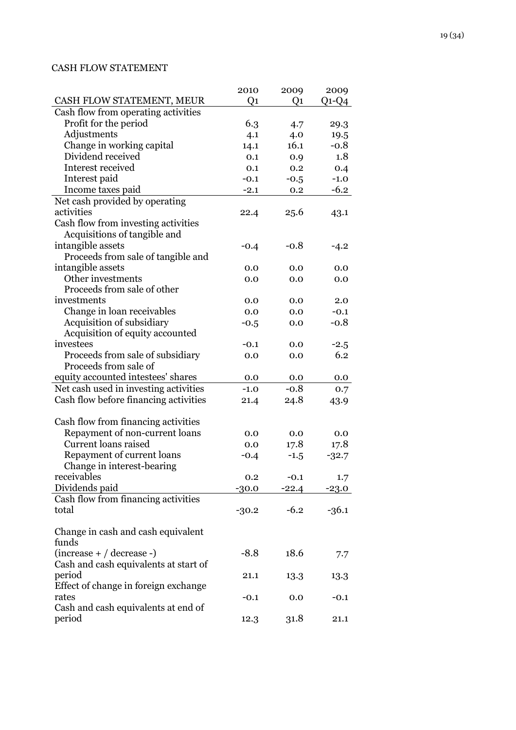CASH FLOW STATEMENT

| CASH FLOW STATEMENT, MEUR | 2010 Q1 | 2009 Q1 | 2009 Q1-Q4 |
|---|---|---|---|
| Cash flow from operating activities | | | |
| Profit for the period | 6.3 | 4.7 | 29.3 |
| Adjustments | 4.1 | 4.0 | 19.5 |
| Change in working capital | 14.1 | 16.1 | -0.8 |
| Dividend received | 0.1 | 0.9 | 1.8 |
| Interest received | 0.1 | 0.2 | 0.4 |
| Interest paid | -0.1 | -0.5 | -1.0 |
| Income taxes paid | -2.1 | 0.2 | -6.2 |
| Net cash provided by operating activities | 22.4 | 25.6 | 43.1 |
| Cash flow from investing activities | | | |
| Acquisitions of tangible and intangible assets | -0.4 | -0.8 | -4.2 |
| Proceeds from sale of tangible and intangible assets | 0.0 | 0.0 | 0.0 |
| Other investments | 0.0 | 0.0 | 0.0 |
| Proceeds from sale of other investments | 0.0 | 0.0 | 2.0 |
| Change in loan receivables | 0.0 | 0.0 | -0.1 |
| Acquisition of subsidiary | -0.5 | 0.0 | -0.8 |
| Acquisition of equity accounted investees | -0.1 | 0.0 | -2.5 |
| Proceeds from sale of subsidiary | 0.0 | 0.0 | 6.2 |
| Proceeds from sale of equity accounted intestees' shares | 0.0 | 0.0 | 0.0 |
| Net cash used in investing activities | -1.0 | -0.8 | 0.7 |
| Cash flow before financing activities | 21.4 | 24.8 | 43.9 |
| | | | |
| Cash flow from financing activities | | | |
| Repayment of non-current loans | 0.0 | 0.0 | 0.0 |
| Current loans raised | 0.0 | 17.8 | 17.8 |
| Repayment of current loans | -0.4 | -1.5 | -32.7 |
| Change in interest-bearing receivables | 0.2 | -0.1 | 1.7 |
| Dividends paid | -30.0 | -22.4 | -23.0 |
| Cash flow from financing activities total | -30.2 | -6.2 | -36.1 |
| | | | |
| Change in cash and cash equivalent funds (increase + / decrease -) | -8.8 | 18.6 | 7.7 |
| Cash and cash equivalents at start of period | 21.1 | 13.3 | 13.3 |
| Effect of change in foreign exchange rates | -0.1 | 0.0 | -0.1 |
| Cash and cash equivalents at end of period | 12.3 | 31.8 | 21.1 |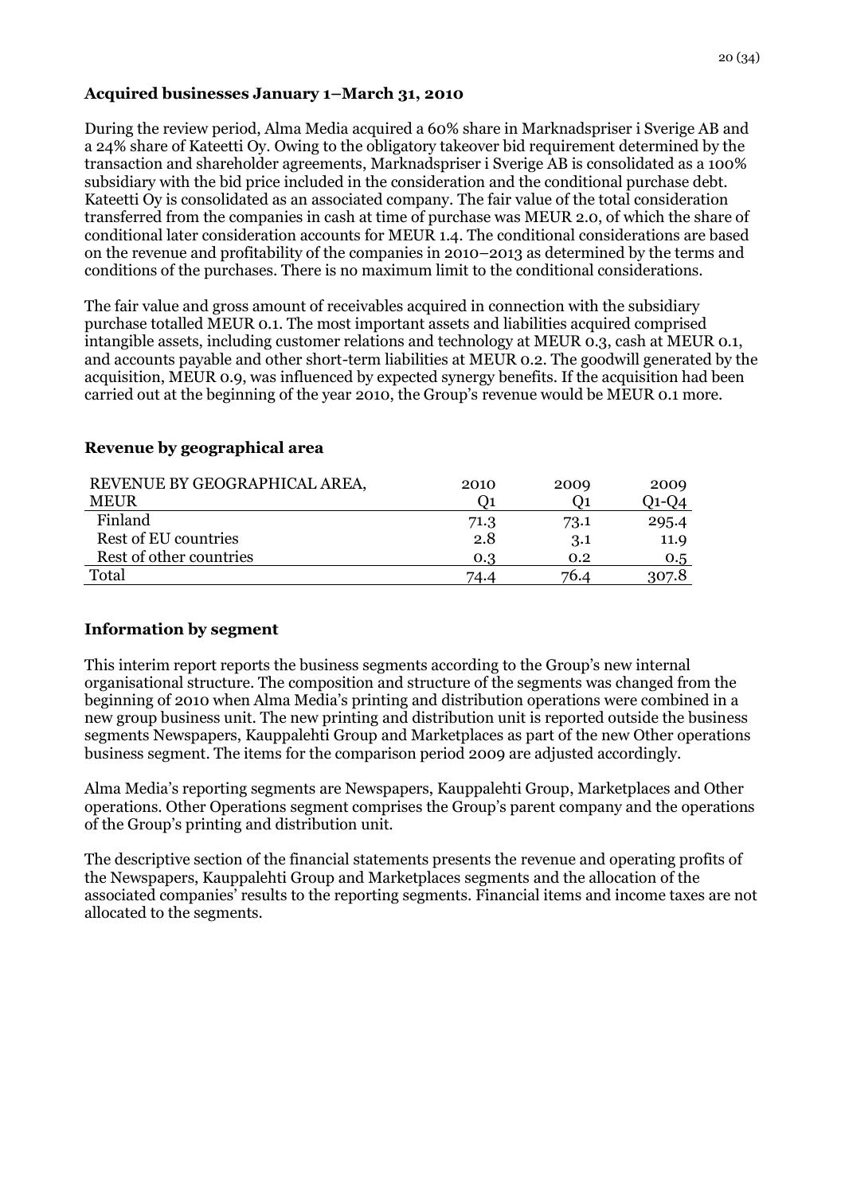### Acquired businesses January 1–March 31, 2010

During the review period, Alma Media acquired a 60% share in Marknadspriser i Sverige AB and a 24% share of Kateetti Oy. Owing to the obligatory takeover bid requirement determined by the transaction and shareholder agreements, Marknadspriser i Sverige AB is consolidated as a 100% subsidiary with the bid price included in the consideration and the conditional purchase debt. Kateetti Oy is consolidated as an associated company. The fair value of the total consideration transferred from the companies in cash at time of purchase was MEUR 2.0, of which the share of conditional later consideration accounts for MEUR 1.4. The conditional considerations are based on the revenue and profitability of the companies in 2010–2013 as determined by the terms and conditions of the purchases. There is no maximum limit to the conditional considerations.

The fair value and gross amount of receivables acquired in connection with the subsidiary purchase totalled MEUR 0.1. The most important assets and liabilities acquired comprised intangible assets, including customer relations and technology at MEUR 0.3, cash at MEUR 0.1, and accounts payable and other short-term liabilities at MEUR 0.2. The goodwill generated by the acquisition, MEUR 0.9, was influenced by expected synergy benefits. If the acquisition had been carried out at the beginning of the year 2010, the Group's revenue would be MEUR 0.1 more.

### Revenue by geographical area

| REVENUE BY GEOGRAPHICAL AREA, MEUR | 2010 Q1 | 2009 Q1 | 2009 Q1-Q4 |
|---|---|---|---|
| Finland | 71.3 | 73.1 | 295.4 |
| Rest of EU countries | 2.8 | 3.1 | 11.9 |
| Rest of other countries | 0.3 | 0.2 | 0.5 |
| Total | 74.4 | 76.4 | 307.8 |

### Information by segment

This interim report reports the business segments according to the Group's new internal organisational structure. The composition and structure of the segments was changed from the beginning of 2010 when Alma Media's printing and distribution operations were combined in a new group business unit. The new printing and distribution unit is reported outside the business segments Newspapers, Kauppalehti Group and Marketplaces as part of the new Other operations business segment. The items for the comparison period 2009 are adjusted accordingly.

Alma Media's reporting segments are Newspapers, Kauppalehti Group, Marketplaces and Other operations. Other Operations segment comprises the Group's parent company and the operations of the Group's printing and distribution unit.

The descriptive section of the financial statements presents the revenue and operating profits of the Newspapers, Kauppalehti Group and Marketplaces segments and the allocation of the associated companies' results to the reporting segments. Financial items and income taxes are not allocated to the segments.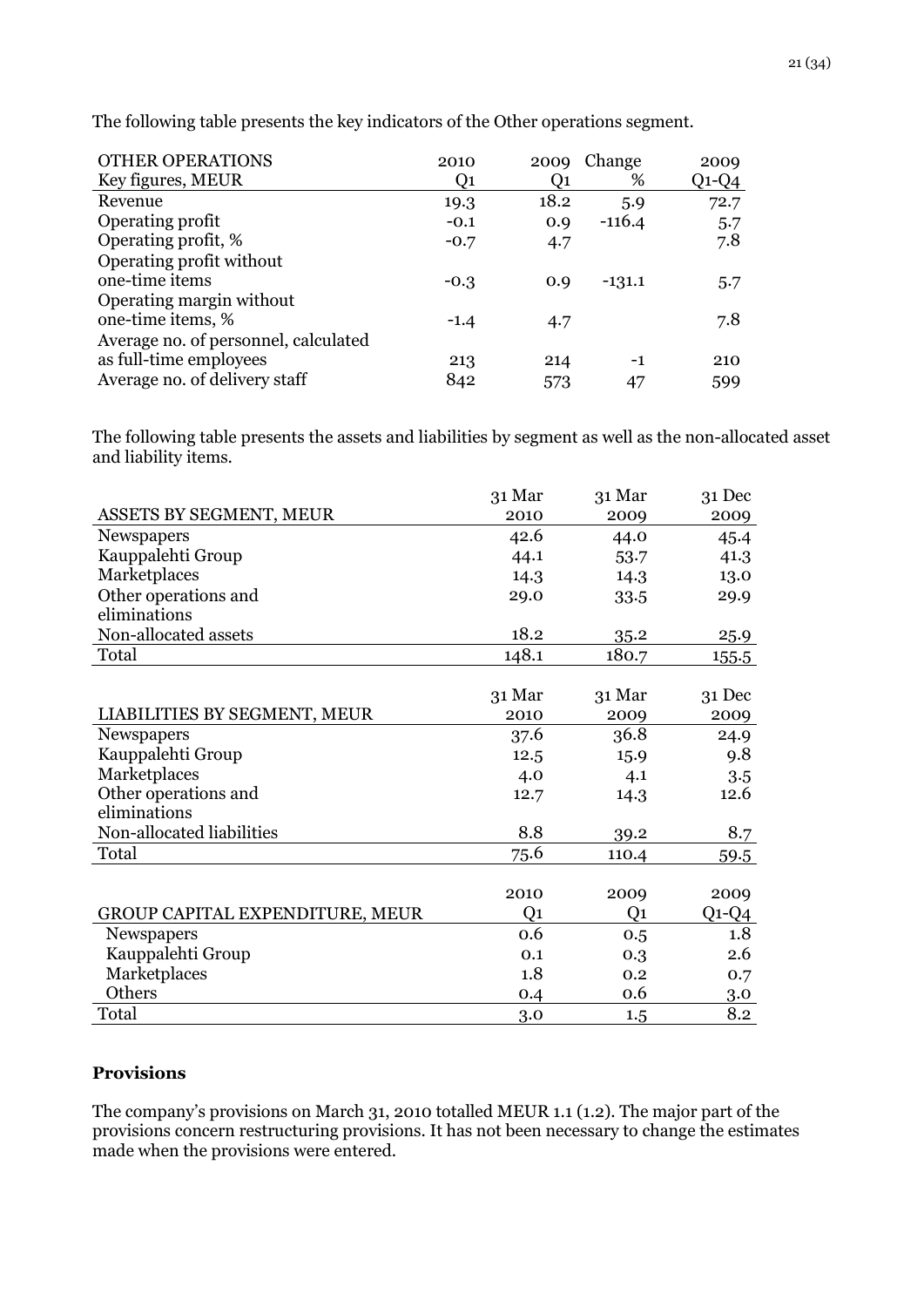The following table presents the key indicators of the Other operations segment.

| OTHER OPERATIONS<br>Key figures, MEUR | 2010<br>Q1 | 2009<br>Q1 | Change<br>% | 2009<br>Q1-Q4 |
|---|---|---|---|---|
| Revenue | 19.3 | 18.2 | 5.9 | 72.7 |
| Operating profit | -0.1 | 0.9 | -116.4 | 5.7 |
| Operating profit, % | -0.7 | 4.7 | | 7.8 |
| Operating profit without one-time items | -0.3 | 0.9 | -131.1 | 5.7 |
| Operating margin without one-time items, % | -1.4 | 4.7 | | 7.8 |
| Average no. of personnel, calculated as full-time employees | 213 | 214 | -1 | 210 |
| Average no. of delivery staff | 842 | 573 | 47 | 599 |

The following table presents the assets and liabilities by segment as well as the non-allocated asset and liability items.

| ASSETS BY SEGMENT, MEUR | 31 Mar 2010 | 31 Mar 2009 | 31 Dec 2009 |
|---|---|---|---|
| Newspapers | 42.6 | 44.0 | 45.4 |
| Kauppalehti Group | 44.1 | 53.7 | 41.3 |
| Marketplaces | 14.3 | 14.3 | 13.0 |
| Other operations and eliminations | 29.0 | 33.5 | 29.9 |
| Non-allocated assets | 18.2 | 35.2 | 25.9 |
| Total | 148.1 | 180.7 | 155.5 |

| LIABILITIES BY SEGMENT, MEUR | 31 Mar 2010 | 31 Mar 2009 | 31 Dec 2009 |
|---|---|---|---|
| Newspapers | 37.6 | 36.8 | 24.9 |
| Kauppalehti Group | 12.5 | 15.9 | 9.8 |
| Marketplaces | 4.0 | 4.1 | 3.5 |
| Other operations and eliminations | 12.7 | 14.3 | 12.6 |
| Non-allocated liabilities | 8.8 | 39.2 | 8.7 |
| Total | 75.6 | 110.4 | 59.5 |

| GROUP CAPITAL EXPENDITURE, MEUR | 2010 Q1 | 2009 Q1 | 2009 Q1-Q4 |
|---|---|---|---|
| Newspapers | 0.6 | 0.5 | 1.8 |
| Kauppalehti Group | 0.1 | 0.3 | 2.6 |
| Marketplaces | 1.8 | 0.2 | 0.7 |
| Others | 0.4 | 0.6 | 3.0 |
| Total | 3.0 | 1.5 | 8.2 |

## Provisions

The company's provisions on March 31, 2010 totalled MEUR 1.1 (1.2). The major part of the provisions concern restructuring provisions. It has not been necessary to change the estimates made when the provisions were entered.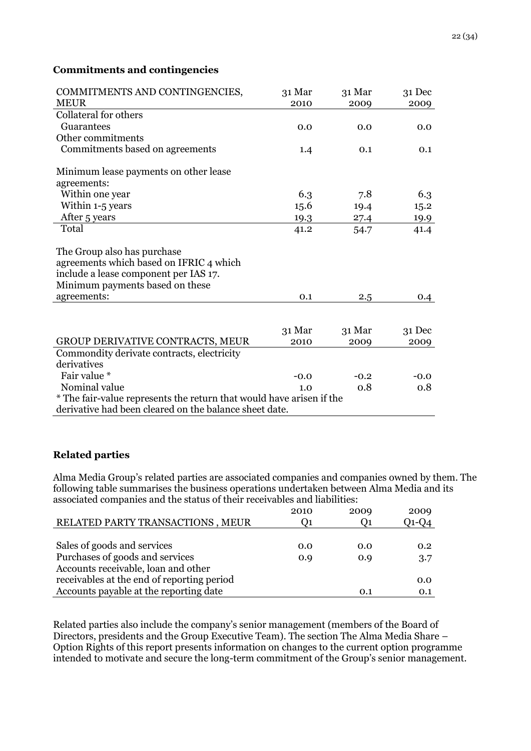## Commitments and contingencies

| COMMITMENTS AND CONTINGENCIES, MEUR | 31 Mar 2010 | 31 Mar 2009 | 31 Dec 2009 |
|---|---|---|---|
| Collateral for others | | | |
| Guarantees | 0.0 | 0.0 | 0.0 |
| Other commitments | | | |
| Commitments based on agreements | 1.4 | 0.1 | 0.1 |
| | | | |
| Minimum lease payments on other lease agreements: | | | |
| Within one year | 6.3 | 7.8 | 6.3 |
| Within 1-5 years | 15.6 | 19.4 | 15.2 |
| After 5 years | 19.3 | 27.4 | 19.9 |
| Total | 41.2 | 54.7 | 41.4 |
| | | | |
| The Group also has purchase agreements which based on IFRIC 4 which include a lease component per IAS 17. Minimum payments based on these agreements: | 0.1 | 2.5 | 0.4 |

| GROUP DERIVATIVE CONTRACTS, MEUR | 31 Mar 2010 | 31 Mar 2009 | 31 Dec 2009 |
|---|---|---|---|
| Commondity derivate contracts, electricity derivatives | | | |
| Fair value * | -0.0 | -0.2 | -0.0 |
| Nominal value | 1.0 | 0.8 | 0.8 |

* The fair-value represents the return that would have arisen if the derivative had been cleared on the balance sheet date.

## Related parties

Alma Media Group's related parties are associated companies and companies owned by them. The following table summarises the business operations undertaken between Alma Media and its associated companies and the status of their receivables and liabilities:

| RELATED PARTY TRANSACTIONS , MEUR | 2010 Q1 | 2009 Q1 | 2009 Q1-Q4 |
|---|---|---|---|
| Sales of goods and services | 0.0 | 0.0 | 0.2 |
| Purchases of goods and services | 0.9 | 0.9 | 3.7 |
| Accounts receivable, loan and other receivables at the end of reporting period | | | 0.0 |
| Accounts payable at the reporting date | | 0.1 | 0.1 |

Related parties also include the company's senior management (members of the Board of Directors, presidents and the Group Executive Team). The section The Alma Media Share – Option Rights of this report presents information on changes to the current option programme intended to motivate and secure the long-term commitment of the Group's senior management.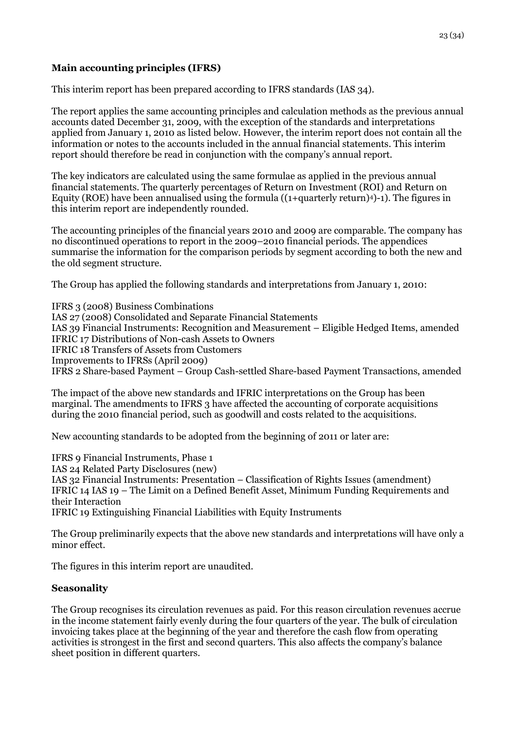## Main accounting principles (IFRS)

This interim report has been prepared according to IFRS standards (IAS 34).

The report applies the same accounting principles and calculation methods as the previous annual accounts dated December 31, 2009, with the exception of the standards and interpretations applied from January 1, 2010 as listed below. However, the interim report does not contain all the information or notes to the accounts included in the annual financial statements. This interim report should therefore be read in conjunction with the company's annual report.

The key indicators are calculated using the same formulae as applied in the previous annual financial statements. The quarterly percentages of Return on Investment (ROI) and Return on Equity (ROE) have been annualised using the formula $((1+\text{quarterly return})^4)-1)$. The figures in this interim report are independently rounded.

The accounting principles of the financial years 2010 and 2009 are comparable. The company has no discontinued operations to report in the 2009–2010 financial periods. The appendices summarise the information for the comparison periods by segment according to both the new and the old segment structure.

The Group has applied the following standards and interpretations from January 1, 2010:

IFRS 3 (2008) Business Combinations
IAS 27 (2008) Consolidated and Separate Financial Statements
IAS 39 Financial Instruments: Recognition and Measurement – Eligible Hedged Items, amended
IFRIC 17 Distributions of Non-cash Assets to Owners
IFRIC 18 Transfers of Assets from Customers
Improvements to IFRSs (April 2009)
IFRS 2 Share-based Payment – Group Cash-settled Share-based Payment Transactions, amended

The impact of the above new standards and IFRIC interpretations on the Group has been marginal. The amendments to IFRS 3 have affected the accounting of corporate acquisitions during the 2010 financial period, such as goodwill and costs related to the acquisitions.

New accounting standards to be adopted from the beginning of 2011 or later are:

IFRS 9 Financial Instruments, Phase 1
IAS 24 Related Party Disclosures (new)
IAS 32 Financial Instruments: Presentation – Classification of Rights Issues (amendment)
IFRIC 14 IAS 19 – The Limit on a Defined Benefit Asset, Minimum Funding Requirements and their Interaction
IFRIC 19 Extinguishing Financial Liabilities with Equity Instruments

The Group preliminarily expects that the above new standards and interpretations will have only a minor effect.

The figures in this interim report are unaudited.

## Seasonality

The Group recognises its circulation revenues as paid. For this reason circulation revenues accrue in the income statement fairly evenly during the four quarters of the year. The bulk of circulation invoicing takes place at the beginning of the year and therefore the cash flow from operating activities is strongest in the first and second quarters. This also affects the company's balance sheet position in different quarters.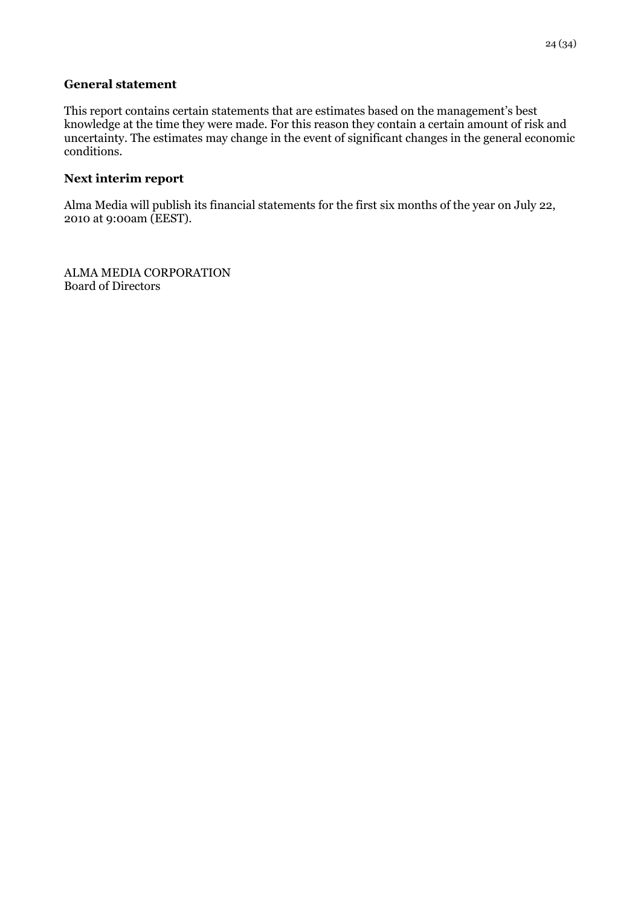## General statement

This report contains certain statements that are estimates based on the management's best knowledge at the time they were made. For this reason they contain a certain amount of risk and uncertainty. The estimates may change in the event of significant changes in the general economic conditions.

## Next interim report

Alma Media will publish its financial statements for the first six months of the year on July 22, 2010 at 9:00am (EEST).

ALMA MEDIA CORPORATION
Board of Directors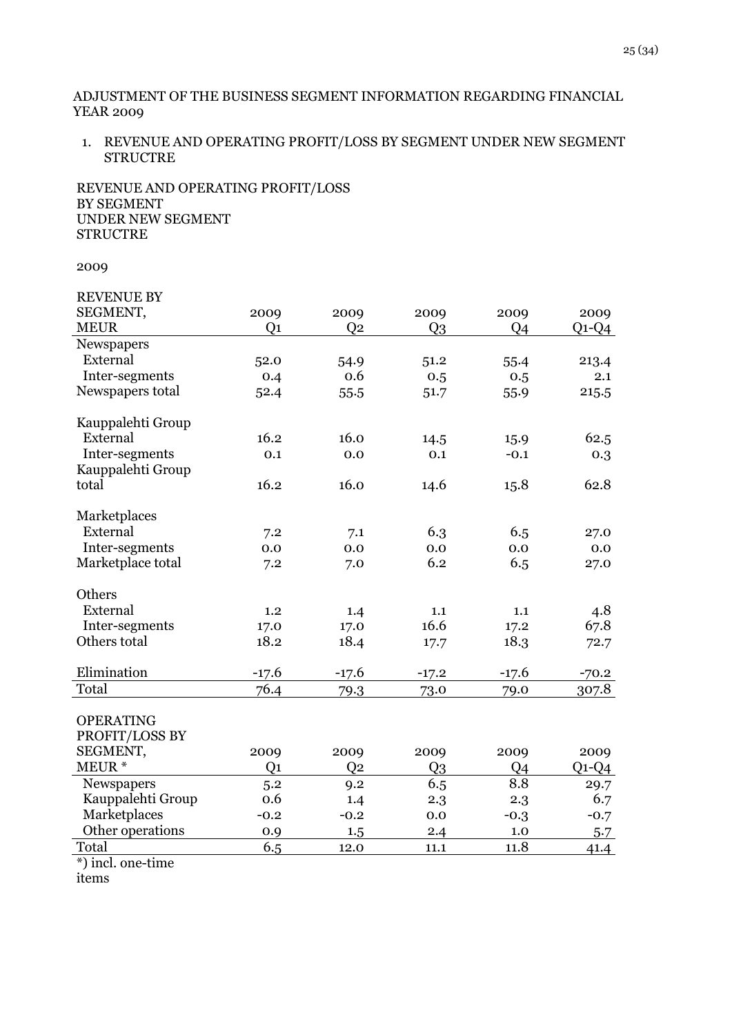ADJUSTMENT OF THE BUSINESS SEGMENT INFORMATION REGARDING FINANCIAL YEAR 2009

1. REVENUE AND OPERATING PROFIT/LOSS BY SEGMENT UNDER NEW SEGMENT STRUCTRE

REVENUE AND OPERATING PROFIT/LOSS BY SEGMENT UNDER NEW SEGMENT STRUCTRE

2009

| REVENUE BY SEGMENT, MEUR | 2009 Q1 | 2009 Q2 | 2009 Q3 | 2009 Q4 | 2009 Q1-Q4 |
|---|---|---|---|---|---|
| Newspapers | | | | | |
| External | 52.0 | 54.9 | 51.2 | 55.4 | 213.4 |
| Inter-segments | 0.4 | 0.6 | 0.5 | 0.5 | 2.1 |
| Newspapers total | 52.4 | 55.5 | 51.7 | 55.9 | 215.5 |
| Kauppalehti Group | | | | | |
| External | 16.2 | 16.0 | 14.5 | 15.9 | 62.5 |
| Inter-segments | 0.1 | 0.0 | 0.1 | -0.1 | 0.3 |
| Kauppalehti Group total | 16.2 | 16.0 | 14.6 | 15.8 | 62.8 |
| Marketplaces | | | | | |
| External | 7.2 | 7.1 | 6.3 | 6.5 | 27.0 |
| Inter-segments | 0.0 | 0.0 | 0.0 | 0.0 | 0.0 |
| Marketplace total | 7.2 | 7.0 | 6.2 | 6.5 | 27.0 |
| Others | | | | | |
| External | 1.2 | 1.4 | 1.1 | 1.1 | 4.8 |
| Inter-segments | 17.0 | 17.0 | 16.6 | 17.2 | 67.8 |
| Others total | 18.2 | 18.4 | 17.7 | 18.3 | 72.7 |
| Elimination | -17.6 | -17.6 | -17.2 | -17.6 | -70.2 |
| Total | 76.4 | 79.3 | 73.0 | 79.0 | 307.8 |

| OPERATING PROFIT/LOSS BY SEGMENT, MEUR * | 2009 Q1 | 2009 Q2 | 2009 Q3 | 2009 Q4 | 2009 Q1-Q4 |
|---|---|---|---|---|---|
| Newspapers | 5.2 | 9.2 | 6.5 | 8.8 | 29.7 |
| Kauppalehti Group | 0.6 | 1.4 | 2.3 | 2.3 | 6.7 |
| Marketplaces | -0.2 | -0.2 | 0.0 | -0.3 | -0.7 |
| Other operations | 0.9 | 1.5 | 2.4 | 1.0 | 5.7 |
| Total | 6.5 | 12.0 | 11.1 | 11.8 | 41.4 |

*) incl. one-time items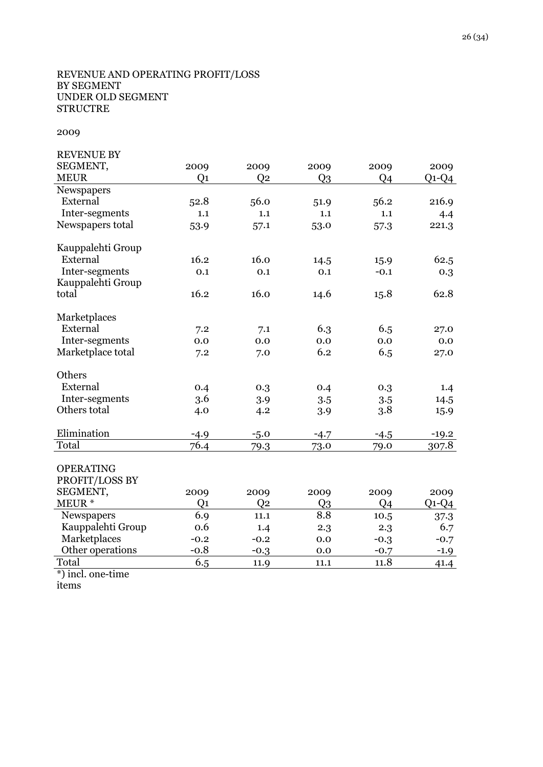REVENUE AND OPERATING PROFIT/LOSS BY SEGMENT UNDER OLD SEGMENT STRUCTRE

2009

| REVENUE BY SEGMENT, MEUR | 2009 Q1 | 2009 Q2 | 2009 Q3 | 2009 Q4 | 2009 Q1-Q4 |
|---|---|---|---|---|---|
| Newspapers | | | | | |
| External | 52.8 | 56.0 | 51.9 | 56.2 | 216.9 |
| Inter-segments | 1.1 | 1.1 | 1.1 | 1.1 | 4.4 |
| Newspapers total | 53.9 | 57.1 | 53.0 | 57.3 | 221.3 |
| | | | | | |
| Kauppalehti Group | | | | | |
| External | 16.2 | 16.0 | 14.5 | 15.9 | 62.5 |
| Inter-segments | 0.1 | 0.1 | 0.1 | -0.1 | 0.3 |
| Kauppalehti Group total | 16.2 | 16.0 | 14.6 | 15.8 | 62.8 |
| | | | | | |
| Marketplaces | | | | | |
| External | 7.2 | 7.1 | 6.3 | 6.5 | 27.0 |
| Inter-segments | 0.0 | 0.0 | 0.0 | 0.0 | 0.0 |
| Marketplace total | 7.2 | 7.0 | 6.2 | 6.5 | 27.0 |
| | | | | | |
| Others | | | | | |
| External | 0.4 | 0.3 | 0.4 | 0.3 | 1.4 |
| Inter-segments | 3.6 | 3.9 | 3.5 | 3.5 | 14.5 |
| Others total | 4.0 | 4.2 | 3.9 | 3.8 | 15.9 |
| | | | | | |
| Elimination | -4.9 | -5.0 | -4.7 | -4.5 | -19.2 |
| Total | 76.4 | 79.3 | 73.0 | 79.0 | 307.8 |

| OPERATING PROFIT/LOSS BY SEGMENT, MEUR * | 2009 Q1 | 2009 Q2 | 2009 Q3 | 2009 Q4 | 2009 Q1-Q4 |
|---|---|---|---|---|---|
| Newspapers | 6.9 | 11.1 | 8.8 | 10.5 | 37.3 |
| Kauppalehti Group | 0.6 | 1.4 | 2.3 | 2.3 | 6.7 |
| Marketplaces | -0.2 | -0.2 | 0.0 | -0.3 | -0.7 |
| Other operations | -0.8 | -0.3 | 0.0 | -0.7 | -1.9 |
| Total | 6.5 | 11.9 | 11.1 | 11.8 | 41.4 |

*) incl. one-time items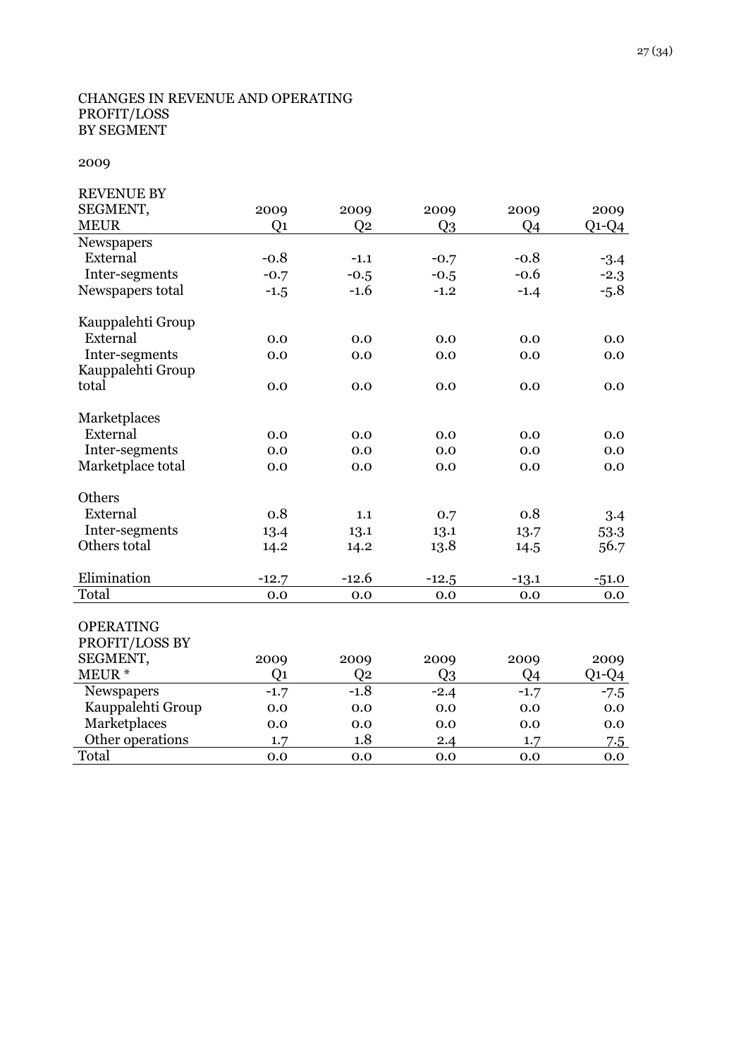CHANGES IN REVENUE AND OPERATING PROFIT/LOSS BY SEGMENT

2009

| REVENUE BY SEGMENT, MEUR | 2009 Q1 | 2009 Q2 | 2009 Q3 | 2009 Q4 | 2009 Q1-Q4 |
|---|---|---|---|---|---|
| Newspapers | | | | | |
| External | -0.8 | -1.1 | -0.7 | -0.8 | -3.4 |
| Inter-segments | -0.7 | -0.5 | -0.5 | -0.6 | -2.3 |
| Newspapers total | -1.5 | -1.6 | -1.2 | -1.4 | -5.8 |
| | | | | | |
| Kauppalehti Group | | | | | |
| External | 0.0 | 0.0 | 0.0 | 0.0 | 0.0 |
| Inter-segments | 0.0 | 0.0 | 0.0 | 0.0 | 0.0 |
| Kauppalehti Group total | 0.0 | 0.0 | 0.0 | 0.0 | 0.0 |
| | | | | | |
| Marketplaces | | | | | |
| External | 0.0 | 0.0 | 0.0 | 0.0 | 0.0 |
| Inter-segments | 0.0 | 0.0 | 0.0 | 0.0 | 0.0 |
| Marketplace total | 0.0 | 0.0 | 0.0 | 0.0 | 0.0 |
| | | | | | |
| Others | | | | | |
| External | 0.8 | 1.1 | 0.7 | 0.8 | 3.4 |
| Inter-segments | 13.4 | 13.1 | 13.1 | 13.7 | 53.3 |
| Others total | 14.2 | 14.2 | 13.8 | 14.5 | 56.7 |
| | | | | | |
| Elimination | -12.7 | -12.6 | -12.5 | -13.1 | -51.0 |
| Total | 0.0 | 0.0 | 0.0 | 0.0 | 0.0 |

| OPERATING PROFIT/LOSS BY SEGMENT, MEUR * | 2009 Q1 | 2009 Q2 | 2009 Q3 | 2009 Q4 | 2009 Q1-Q4 |
|---|---|---|---|---|---|
| Newspapers | -1.7 | -1.8 | -2.4 | -1.7 | -7.5 |
| Kauppalehti Group | 0.0 | 0.0 | 0.0 | 0.0 | 0.0 |
| Marketplaces | 0.0 | 0.0 | 0.0 | 0.0 | 0.0 |
| Other operations | 1.7 | 1.8 | 2.4 | 1.7 | 7.5 |
| Total | 0.0 | 0.0 | 0.0 | 0.0 | 0.0 |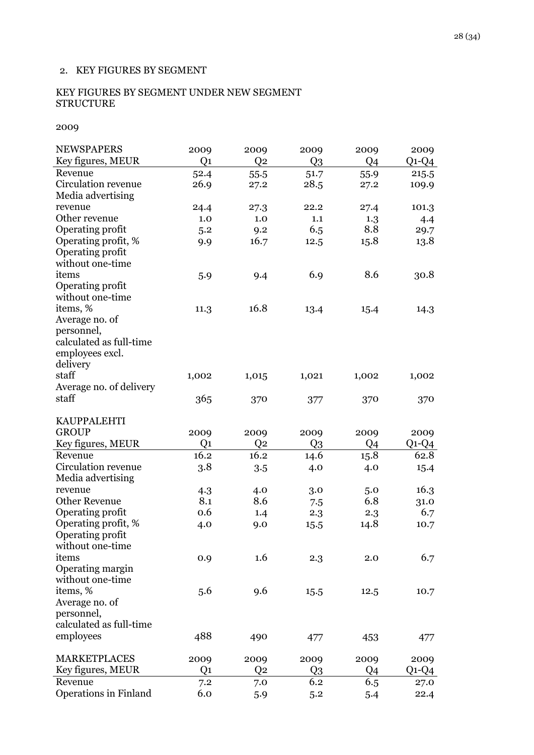## 2. KEY FIGURES BY SEGMENT

### KEY FIGURES BY SEGMENT UNDER NEW SEGMENT STRUCTURE

2009

| NEWSPAPERS Key figures, MEUR | 2009 Q1 | 2009 Q2 | 2009 Q3 | 2009 Q4 | 2009 Q1-Q4 |
|---|---|---|---|---|---|
| Revenue | 52.4 | 55.5 | 51.7 | 55.9 | 215.5 |
| Circulation revenue | 26.9 | 27.2 | 28.5 | 27.2 | 109.9 |
| Media advertising revenue | 24.4 | 27.3 | 22.2 | 27.4 | 101.3 |
| Other revenue | 1.0 | 1.0 | 1.1 | 1.3 | 4.4 |
| Operating profit | 5.2 | 9.2 | 6.5 | 8.8 | 29.7 |
| Operating profit, % | 9.9 | 16.7 | 12.5 | 15.8 | 13.8 |
| Operating profit without one-time items | 5.9 | 9.4 | 6.9 | 8.6 | 30.8 |
| Operating profit without one-time items, % | 11.3 | 16.8 | 13.4 | 15.4 | 14.3 |
| Average no. of personnel, calculated as full-time employees excl. delivery staff | 1,002 | 1,015 | 1,021 | 1,002 | 1,002 |
| Average no. of delivery staff | 365 | 370 | 377 | 370 | 370 |

| KAUPPALEHTI GROUP Key figures, MEUR | 2009 Q1 | 2009 Q2 | 2009 Q3 | 2009 Q4 | 2009 Q1-Q4 |
|---|---|---|---|---|---|
| Revenue | 16.2 | 16.2 | 14.6 | 15.8 | 62.8 |
| Circulation revenue | 3.8 | 3.5 | 4.0 | 4.0 | 15.4 |
| Media advertising revenue | 4.3 | 4.0 | 3.0 | 5.0 | 16.3 |
| Other Revenue | 8.1 | 8.6 | 7.5 | 6.8 | 31.0 |
| Operating profit | 0.6 | 1.4 | 2.3 | 2.3 | 6.7 |
| Operating profit, % | 4.0 | 9.0 | 15.5 | 14.8 | 10.7 |
| Operating profit without one-time items | 0.9 | 1.6 | 2.3 | 2.0 | 6.7 |
| Operating margin without one-time items, % | 5.6 | 9.6 | 15.5 | 12.5 | 10.7 |
| Average no. of personnel, calculated as full-time employees | 488 | 490 | 477 | 453 | 477 |

| MARKETPLACES Key figures, MEUR | 2009 Q1 | 2009 Q2 | 2009 Q3 | 2009 Q4 | 2009 Q1-Q4 |
|---|---|---|---|---|---|
| Revenue | 7.2 | 7.0 | 6.2 | 6.5 | 27.0 |
| Operations in Finland | 6.0 | 5.9 | 5.2 | 5.4 | 22.4 |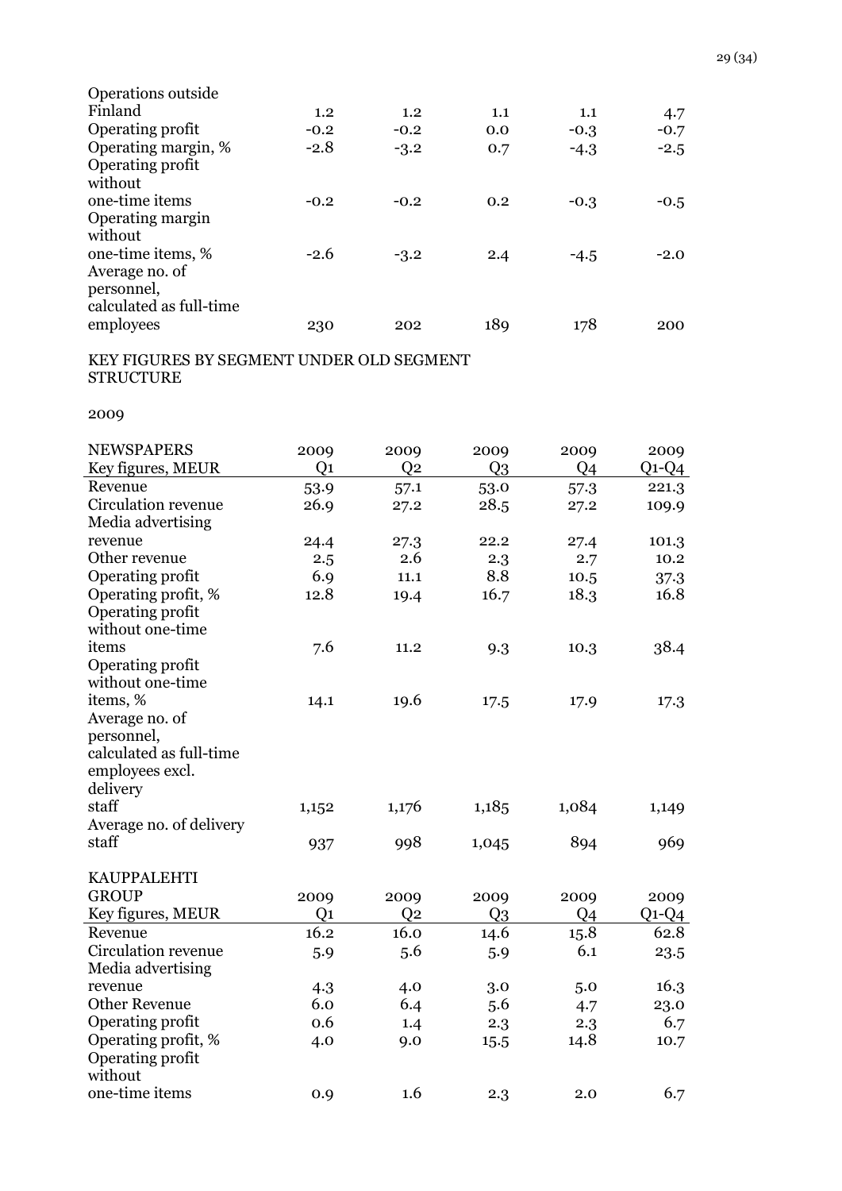| | | | | | |
|---|---|---|---|---|---|
| Operations outside Finland | 1.2 | 1.2 | 1.1 | 1.1 | 4.7 |
| Operating profit | -0.2 | -0.2 | 0.0 | -0.3 | -0.7 |
| Operating margin, % | -2.8 | -3.2 | 0.7 | -4.3 | -2.5 |
| Operating profit without one-time items | -0.2 | -0.2 | 0.2 | -0.3 | -0.5 |
| Operating margin without one-time items, % | -2.6 | -3.2 | 2.4 | -4.5 | -2.0 |
| Average no. of personnel, calculated as full-time employees | 230 | 202 | 189 | 178 | 200 |

KEY FIGURES BY SEGMENT UNDER OLD SEGMENT STRUCTURE

2009

| NEWSPAPERS Key figures, MEUR | 2009 Q1 | 2009 Q2 | 2009 Q3 | 2009 Q4 | 2009 Q1-Q4 |
|---|---|---|---|---|---|
| Revenue | 53.9 | 57.1 | 53.0 | 57.3 | 221.3 |
| Circulation revenue | 26.9 | 27.2 | 28.5 | 27.2 | 109.9 |
| Media advertising revenue | 24.4 | 27.3 | 22.2 | 27.4 | 101.3 |
| Other revenue | 2.5 | 2.6 | 2.3 | 2.7 | 10.2 |
| Operating profit | 6.9 | 11.1 | 8.8 | 10.5 | 37.3 |
| Operating profit, % | 12.8 | 19.4 | 16.7 | 18.3 | 16.8 |
| Operating profit without one-time items | 7.6 | 11.2 | 9.3 | 10.3 | 38.4 |
| Operating profit without one-time items, % | 14.1 | 19.6 | 17.5 | 17.9 | 17.3 |
| Average no. of personnel, calculated as full-time employees excl. delivery staff | 1,152 | 1,176 | 1,185 | 1,084 | 1,149 |
| Average no. of delivery staff | 937 | 998 | 1,045 | 894 | 969 |

| KAUPPALEHTI GROUP Key figures, MEUR | 2009 Q1 | 2009 Q2 | 2009 Q3 | 2009 Q4 | 2009 Q1-Q4 |
|---|---|---|---|---|---|
| Revenue | 16.2 | 16.0 | 14.6 | 15.8 | 62.8 |
| Circulation revenue | 5.9 | 5.6 | 5.9 | 6.1 | 23.5 |
| Media advertising revenue | 4.3 | 4.0 | 3.0 | 5.0 | 16.3 |
| Other Revenue | 6.0 | 6.4 | 5.6 | 4.7 | 23.0 |
| Operating profit | 0.6 | 1.4 | 2.3 | 2.3 | 6.7 |
| Operating profit, % | 4.0 | 9.0 | 15.5 | 14.8 | 10.7 |
| Operating profit without one-time items | 0.9 | 1.6 | 2.3 | 2.0 | 6.7 |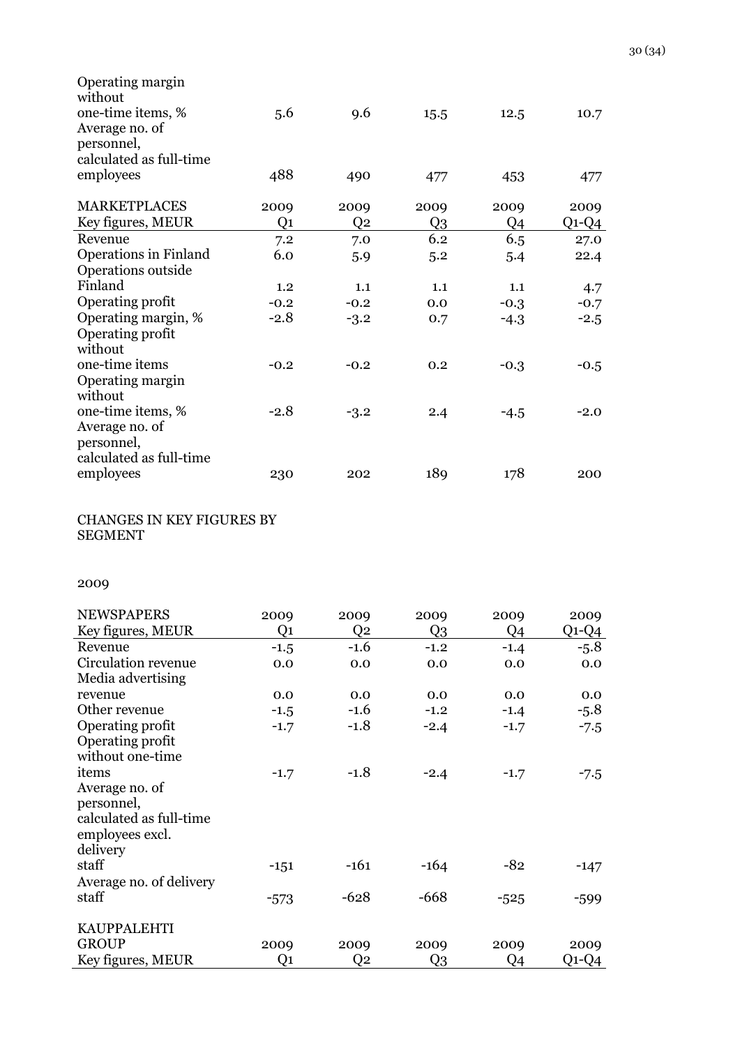| | | | | | |
|---|---|---|---|---|---|
| Operating margin without one-time items, % | 5.6 | 9.6 | 15.5 | 12.5 | 10.7 |
| Average no. of personnel, calculated as full-time employees | 488 | 490 | 477 | 453 | 477 |

| MARKETPLACES Key figures, MEUR | 2009 Q1 | 2009 Q2 | 2009 Q3 | 2009 Q4 | 2009 Q1-Q4 |
|---|---|---|---|---|---|
| Revenue | 7.2 | 7.0 | 6.2 | 6.5 | 27.0 |
| Operations in Finland | 6.0 | 5.9 | 5.2 | 5.4 | 22.4 |
| Operations outside Finland | 1.2 | 1.1 | 1.1 | 1.1 | 4.7 |
| Operating profit | -0.2 | -0.2 | 0.0 | -0.3 | -0.7 |
| Operating margin, % | -2.8 | -3.2 | 0.7 | -4.3 | -2.5 |
| Operating profit without one-time items | -0.2 | -0.2 | 0.2 | -0.3 | -0.5 |
| Operating margin without one-time items, % | -2.8 | -3.2 | 2.4 | -4.5 | -2.0 |
| Average no. of personnel, calculated as full-time employees | 230 | 202 | 189 | 178 | 200 |

CHANGES IN KEY FIGURES BY SEGMENT

2009

| NEWSPAPERS Key figures, MEUR | 2009 Q1 | 2009 Q2 | 2009 Q3 | 2009 Q4 | 2009 Q1-Q4 |
|---|---|---|---|---|---|
| Revenue | -1.5 | -1.6 | -1.2 | -1.4 | -5.8 |
| Circulation revenue | 0.0 | 0.0 | 0.0 | 0.0 | 0.0 |
| Media advertising revenue | 0.0 | 0.0 | 0.0 | 0.0 | 0.0 |
| Other revenue | -1.5 | -1.6 | -1.2 | -1.4 | -5.8 |
| Operating profit | -1.7 | -1.8 | -2.4 | -1.7 | -7.5 |
| Operating profit without one-time items | -1.7 | -1.8 | -2.4 | -1.7 | -7.5 |
| Average no. of personnel, calculated as full-time employees excl. delivery staff | -151 | -161 | -164 | -82 | -147 |
| Average no. of delivery staff | -573 | -628 | -668 | -525 | -599 |

| KAUPPALEHTI GROUP Key figures, MEUR | 2009 Q1 | 2009 Q2 | 2009 Q3 | 2009 Q4 | 2009 Q1-Q4 |
|---|---|---|---|---|---|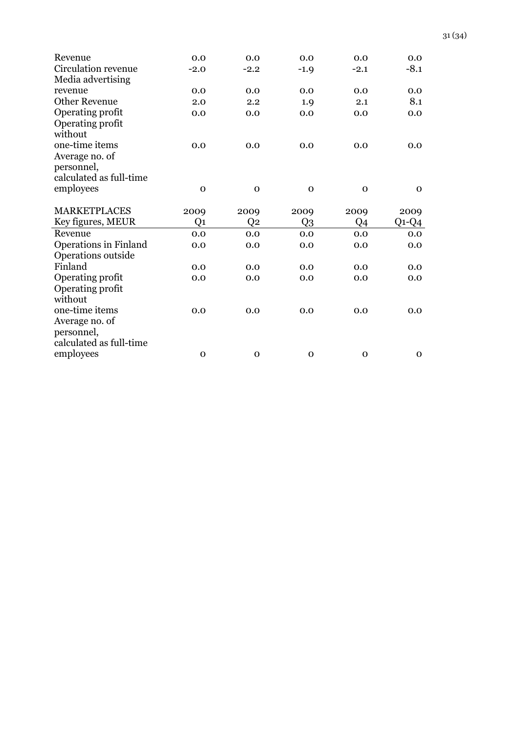| | | | | | |
|---|---|---|---|---|---|
| Revenue | 0.0 | 0.0 | 0.0 | 0.0 | 0.0 |
| Circulation revenue | -2.0 | -2.2 | -1.9 | -2.1 | -8.1 |
| Media advertising revenue | 0.0 | 0.0 | 0.0 | 0.0 | 0.0 |
| Other Revenue | 2.0 | 2.2 | 1.9 | 2.1 | 8.1 |
| Operating profit | 0.0 | 0.0 | 0.0 | 0.0 | 0.0 |
| Operating profit without one-time items | 0.0 | 0.0 | 0.0 | 0.0 | 0.0 |
| Average no. of personnel, calculated as full-time employees | 0 | 0 | 0 | 0 | 0 |

| MARKETPLACES | 2009 | 2009 | 2009 | 2009 | 2009 |
|---|---|---|---|---|---|
| Key figures, MEUR | Q1 | Q2 | Q3 | Q4 | Q1-Q4 |
| Revenue | 0.0 | 0.0 | 0.0 | 0.0 | 0.0 |
| Operations in Finland | 0.0 | 0.0 | 0.0 | 0.0 | 0.0 |
| Operations outside Finland | 0.0 | 0.0 | 0.0 | 0.0 | 0.0 |
| Operating profit | 0.0 | 0.0 | 0.0 | 0.0 | 0.0 |
| Operating profit without one-time items | 0.0 | 0.0 | 0.0 | 0.0 | 0.0 |
| Average no. of personnel, calculated as full-time employees | 0 | 0 | 0 | 0 | 0 |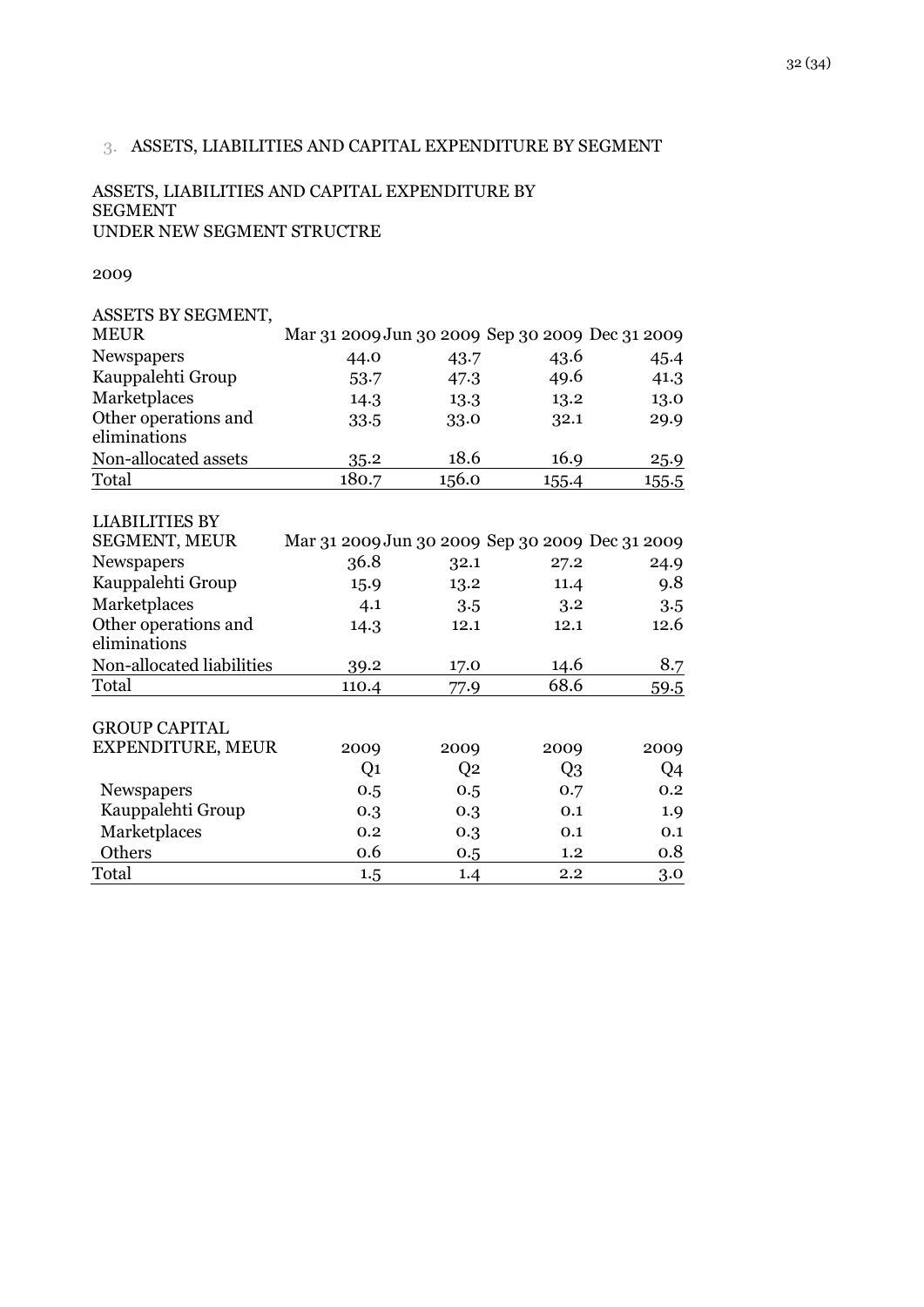## 3. ASSETS, LIABILITIES AND CAPITAL EXPENDITURE BY SEGMENT

ASSETS, LIABILITIES AND CAPITAL EXPENDITURE BY SEGMENT
UNDER NEW SEGMENT STRUCTRE

2009

| ASSETS BY SEGMENT, MEUR | Mar 31 2009 | Jun 30 2009 | Sep 30 2009 | Dec 31 2009 |
|---|---|---|---|---|
| Newspapers | 44.0 | 43.7 | 43.6 | 45.4 |
| Kauppalehti Group | 53.7 | 47.3 | 49.6 | 41.3 |
| Marketplaces | 14.3 | 13.3 | 13.2 | 13.0 |
| Other operations and eliminations | 33.5 | 33.0 | 32.1 | 29.9 |
| Non-allocated assets | 35.2 | 18.6 | 16.9 | 25.9 |
| Total | 180.7 | 156.0 | 155.4 | 155.5 |

| LIABILITIES BY SEGMENT, MEUR | Mar 31 2009 | Jun 30 2009 | Sep 30 2009 | Dec 31 2009 |
|---|---|---|---|---|
| Newspapers | 36.8 | 32.1 | 27.2 | 24.9 |
| Kauppalehti Group | 15.9 | 13.2 | 11.4 | 9.8 |
| Marketplaces | 4.1 | 3.5 | 3.2 | 3.5 |
| Other operations and eliminations | 14.3 | 12.1 | 12.1 | 12.6 |
| Non-allocated liabilities | 39.2 | 17.0 | 14.6 | 8.7 |
| Total | 110.4 | 77.9 | 68.6 | 59.5 |

| GROUP CAPITAL EXPENDITURE, MEUR | 2009 | 2009 | 2009 | 2009 |
|---|---|---|---|---|
| | Q1 | Q2 | Q3 | Q4 |
| Newspapers | 0.5 | 0.5 | 0.7 | 0.2 |
| Kauppalehti Group | 0.3 | 0.3 | 0.1 | 1.9 |
| Marketplaces | 0.2 | 0.3 | 0.1 | 0.1 |
| Others | 0.6 | 0.5 | 1.2 | 0.8 |
| Total | 1.5 | 1.4 | 2.2 | 3.0 |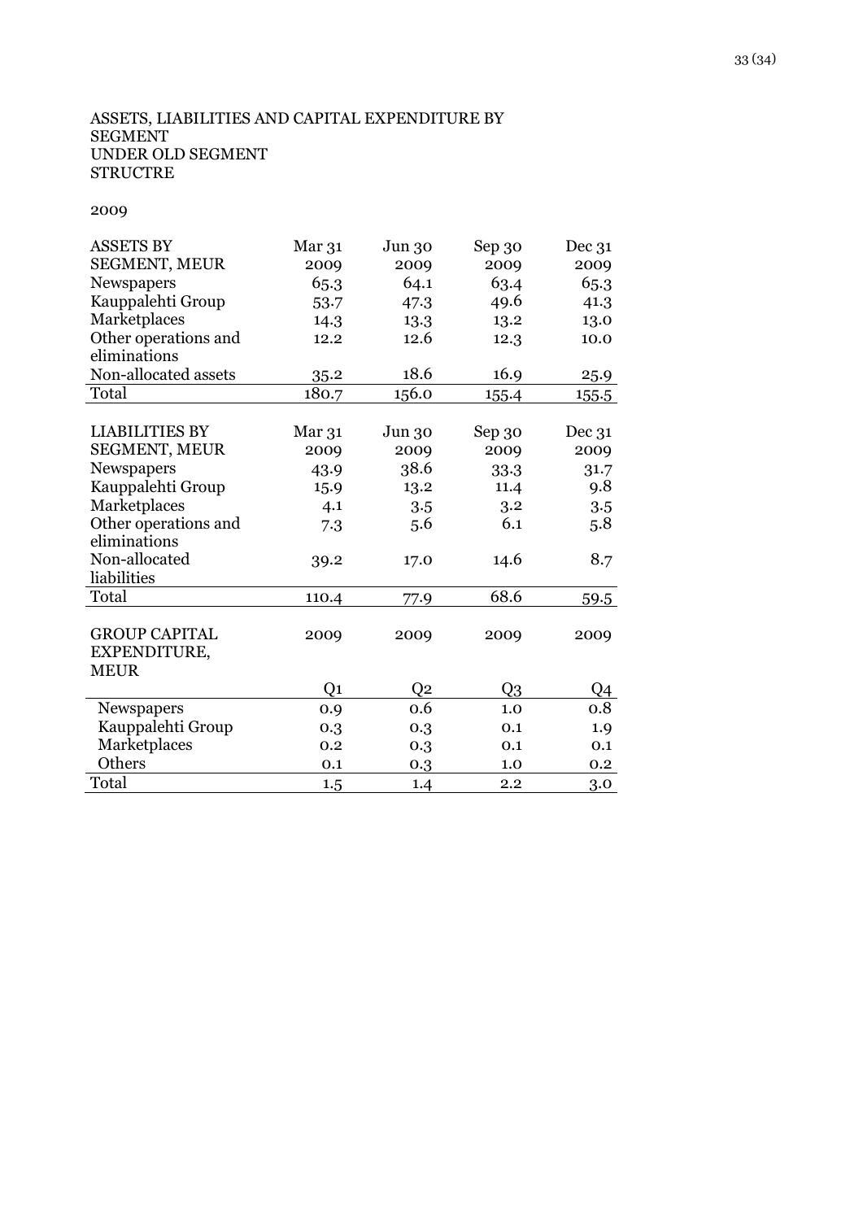ASSETS, LIABILITIES AND CAPITAL EXPENDITURE BY SEGMENT
UNDER OLD SEGMENT STRUCTRE

2009

| ASSETS BY SEGMENT, MEUR | Mar 31 2009 | Jun 30 2009 | Sep 30 2009 | Dec 31 2009 |
|---|---|---|---|---|
| Newspapers | 65.3 | 64.1 | 63.4 | 65.3 |
| Kauppalehti Group | 53.7 | 47.3 | 49.6 | 41.3 |
| Marketplaces | 14.3 | 13.3 | 13.2 | 13.0 |
| Other operations and eliminations | 12.2 | 12.6 | 12.3 | 10.0 |
| Non-allocated assets | 35.2 | 18.6 | 16.9 | 25.9 |
| Total | 180.7 | 156.0 | 155.4 | 155.5 |

| LIABILITIES BY SEGMENT, MEUR | Mar 31 2009 | Jun 30 2009 | Sep 30 2009 | Dec 31 2009 |
|---|---|---|---|---|
| Newspapers | 43.9 | 38.6 | 33.3 | 31.7 |
| Kauppalehti Group | 15.9 | 13.2 | 11.4 | 9.8 |
| Marketplaces | 4.1 | 3.5 | 3.2 | 3.5 |
| Other operations and eliminations | 7.3 | 5.6 | 6.1 | 5.8 |
| Non-allocated liabilities | 39.2 | 17.0 | 14.6 | 8.7 |
| Total | 110.4 | 77.9 | 68.6 | 59.5 |

| GROUP CAPITAL EXPENDITURE, MEUR | 2009 | 2009 | 2009 | 2009 |
|---|---|---|---|---|
| | Q1 | Q2 | Q3 | Q4 |
| Newspapers | 0.9 | 0.6 | 1.0 | 0.8 |
| Kauppalehti Group | 0.3 | 0.3 | 0.1 | 1.9 |
| Marketplaces | 0.2 | 0.3 | 0.1 | 0.1 |
| Others | 0.1 | 0.3 | 1.0 | 0.2 |
| Total | 1.5 | 1.4 | 2.2 | 3.0 |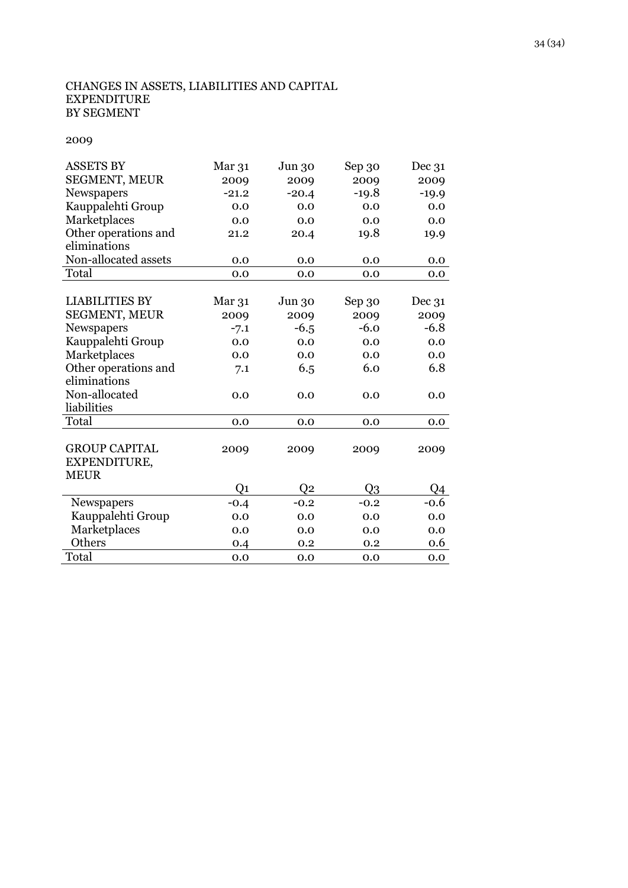## CHANGES IN ASSETS, LIABILITIES AND CAPITAL EXPENDITURE BY SEGMENT

2009

| ASSETS BY SEGMENT, MEUR | Mar 31 2009 | Jun 30 2009 | Sep 30 2009 | Dec 31 2009 |
|---|---|---|---|---|
| Newspapers | -21.2 | -20.4 | -19.8 | -19.9 |
| Kauppalehti Group | 0.0 | 0.0 | 0.0 | 0.0 |
| Marketplaces | 0.0 | 0.0 | 0.0 | 0.0 |
| Other operations and eliminations | 21.2 | 20.4 | 19.8 | 19.9 |
| Non-allocated assets | 0.0 | 0.0 | 0.0 | 0.0 |
| Total | 0.0 | 0.0 | 0.0 | 0.0 |

| LIABILITIES BY SEGMENT, MEUR | Mar 31 2009 | Jun 30 2009 | Sep 30 2009 | Dec 31 2009 |
|---|---|---|---|---|
| Newspapers | -7.1 | -6.5 | -6.0 | -6.8 |
| Kauppalehti Group | 0.0 | 0.0 | 0.0 | 0.0 |
| Marketplaces | 0.0 | 0.0 | 0.0 | 0.0 |
| Other operations and eliminations | 7.1 | 6.5 | 6.0 | 6.8 |
| Non-allocated liabilities | 0.0 | 0.0 | 0.0 | 0.0 |
| Total | 0.0 | 0.0 | 0.0 | 0.0 |

| GROUP CAPITAL EXPENDITURE, MEUR | 2009 | 2009 | 2009 | 2009 |
|---|---|---|---|---|
| | Q1 | Q2 | Q3 | Q4 |
| Newspapers | -0.4 | -0.2 | -0.2 | -0.6 |
| Kauppalehti Group | 0.0 | 0.0 | 0.0 | 0.0 |
| Marketplaces | 0.0 | 0.0 | 0.0 | 0.0 |
| Others | 0.4 | 0.2 | 0.2 | 0.6 |
| Total | 0.0 | 0.0 | 0.0 | 0.0 |